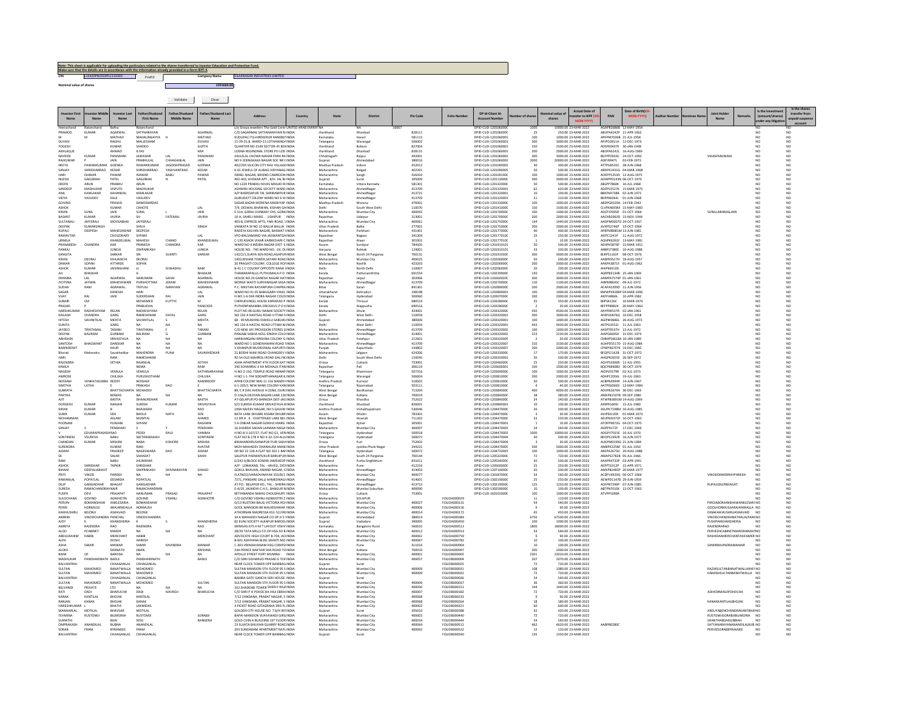**Note: This sheet is applicable for uploading the particulars related to the shares transferred to Investor Education and Protection Fund.**
**Make sure that the details are in accordance with the information already provided in e-form IEPF-4.**

**CIN** L15420PN1933PLC133303 Prefill **Company Name** TILAKNAGAR INDUSTRIES LIMITED

**Nominal value of shares** 1591660.00

Validate Clear

| Investor First Name | Investor Middle Name | Investor Last Name | Father/Husband First Name | Father/Husband Middle Name | Father/Husband Last Name | Address | Country | State | District | Pin Code | Folio Number | DP Id-Client Id-Account Number | Number of shares | Nominal value of shares | Actual Date of transfer to IEPF (DD-MON-YYYY) | PAN | Date of Birth(DD-MON-YYYY) | Aadhar Number | Nominee Name | Joint Holder Name | Remarks | Is the Investment (amount/shares) under any litigation | Is the shares transfer from unpaid suspense account |
|---|---|---|---|---|---|---|---|---|---|---|---|---|---|---|---|---|---|---|---|---|---|---|---|
| Heerachand | Ratanchand | Bafna | Ratanchand | | | c/o Siroya Jewellers The Gold Centr | UNITED ARAB EMIRATES | NA | NA | 16067 | | DPID-CLID-1201060000 | 1000 | 10000.00 | 23-MAR-2022 | AGAPB2686B | 12-MAY-1954 | | | | | NO | NO |
| PRAMOD | KUMAR | AGARWAL | SATYANARAYAN | | AGARWAL | C/O SATYANARAYAN RA | INDIA | Jharkhand | Dhanbad | 828111 | | DPID-CLID-1201060000 | 25 | 250.00 | 23-MAR-2022 | ABUPA4242P | 11-APR-1962 | | | | | NO | NO |
| M | M | MATHAD | MAHALINGAYYA | H | MATHAD | KUDUPALI T Q HIREKERUR RANEBENN | INDIA | Karnataka | Haveri | 581115 | | DPID-CLID-1201060000 | 100 | 1000.00 | 23-MAR-2022 | APKPM7036B | 21-JUL-1958 | | | | | NO | NO |
| DUVASI | | RAGHU | MALLESHAM | | DUVASI | 11-29-25 B. WARD-11 OTHAWADA | INDIA | Telangana | Warangal | 506002 | | DPID-CLID-1201060000 | 300 | 3000.00 | 23-MAR-2022 | AFJPD2811A | 12-DEC-1973 | | | | | NO | NO |
| YOGESH | | KUMAR | SAHDEO | | GUPTA | QUARTER NO-3149 SECTOR-4F BOK | INDIA | Jharkhand | Bokaro | 827004 | | DPID-CLID-1201060000 | 250 | 2500.00 | 23-MAR-2022 | ADSPK0437E | 30-JAN-1948 | | | | | NO | NO |
| AKHLAQUE | | AHMAD | ILYAS | | MIA | LODNA REGIONAL STORE PO LOD | INDIA | Jharkhand | Dhanbad | 828131 | | DPID-CLID-1201060000 | 200 | 2000.00 | 23-MAR-2022 | ABUPA6142L | 16-AUG-1969 | | | | | NO | NO |
| NAVEEN | KUMAR | PANJWANI | JAWAHAR | LAL | PANJWANI | JHULELAL CHOWK NAHAR PARA RAI | INDIA | Chhattisgarh | Raipur | 492001 | | DPID-CLID-1201060000 | 300 | 3000.00 | 23-MAR-2022 | BGYPP2033C | 24-OCT-1992 | | | VIKASPANJWANI | | NO | NO |
| RAJKUMAR | P | JAIN | PRABHULAL | CHHAGANLAL | JAIN | NO 9 JESINGKAKA NAGAR SOC NR | INDIA | Gujarat | Ahmedabad | 380016 | | DPID-CLID-1201060000 | 2000 | 20000.00 | 23-MAR-2022 | AIKPJ9947L | 03-FEB-1973 | | | | | NO | NO |
| NEETA | PAWANKUMAR | GOENKA | PAWANKUMAR | JAGDISHPRASAD | GOENKA | 402/293 SILICON CITY RAU VILLAGE | INDIA | Madhya Pradesh | Indore | 452012 | | DPID-CLID-1201090000 | 30 | 300.00 | 23-MAR-2022 | ATTPG8535C | 28-JUN-1968 | | | | | NO | NO |
| SANJAY | SHRIDHARRAO | KEDAR | SHRIDHARRAO | YASHVANTRAO | KEDAR | K-01 JEWELS OF ALIBAG VIDYANAG | INDIA | Maharashtra | Raigad | 402201 | | DPID-CLID-1201090000 | 50 | 500.00 | 23-MAR-2022 | ABDPK1931G | 04-MAR-1968 | | | | | NO | NO |
| HARI | ISHWAR | PAWAR | ISHWAR | BABU | PAWAR | ISRAEL NAGAR, BEHIND CAMROON | INDIA | Maharashtra | Sangli | 416410 | | DPID-CLID-1201090100 | 100 | 1000.00 | 23-MAR-2022 | AOEPP5353D | 12-AUG-1975 | | | | | NO | NO |
| NILESH | GAGJIBHAI | PATEL | GAGJIBHAI | N | PATEL | 402-403, AVISKAR APT., B/H. LAL BI | INDIA | Gujarat | Surat | 395009 | | DPID-CLID-1201130000 | 300 | 3000.00 | 23-MAR-2022 | AOWPP0143N | 06-OCT-1970 | | | | | NO | NO |
| DEEPA | ARUN | PRABHU | ARUN | | | NO 1220 PRABHU NIVAS MASJID R | INDIA | Karnataka | Uttara Kannada | 581301 | | DPID-CLID-1201320000 | 50 | 500.00 | 23-MAR-2022 | ABJPP7860K | 10-JUL-1968 | | | | | NO | NO |
| SANDEEP | MADHUKAR | VISPUTE | MADHUKAR | | | ASHWINI HOUSING SOCIETY WARD | INDIA | Maharashtra | AhmedNagar | 413709 | | DPID-CLID-1201320000 | 62 | 620.00 | 23-MAR-2022 | ADZPV2527K | 15-MAR-1975 | | | | | NO | NO |
| ANIL | KAMLAKAR | KAHANDAL | KAMLAKAR | | | A/P BHERDAPUR TAL SHRIRAMPUR | INDIA | Maharashtra | AhmedNagar | 413721 | | DPID-CLID-1201320000 | 10 | 100.00 | 23-MAR-2022 | BBKPK4738B | 02-JUN-1972 | | | | | NO | NO |
| VIDYA | VASUDEV | KALE | VASUDEV | | | GURUDATT COLONY WARD NO 6 SH | INDIA | Maharashtra | AhmedNagar | 413709 | | DPID-CLID-1201320000 | 21 | 210.00 | 23-MAR-2022 | BKRPK6064J | 01-JUN-1968 | | | | | NO | NO |
| GOVIND | | PRASAD | DAMODARDAS | | | SADAR BAZAR MORENA MADHYAP | INDIA | Madhya Pradesh | Morena | 476001 | | DPID-CLID-1201330000 | 100 | 1000.00 | 23-MAR-2022 | ABDPG0329A | 14-FEB-1942 | | | | | NO | NO |
| ASHOK | | KUMAR | CHHOTE | | LAL | 7/8, DESWAL BHAWAN, KISHAN GA | INDIA | Delhi | South West Delhi | 110070 | | DPID-CLID-1201410000 | 150 | 1500.00 | 23-MAR-2022 | CLVPK4693M | 15-MAY-1983 | | | | | NO | NO |
| KIRAN | SUNIL | JAIN | SUNIL | L | JAIN | E-514, GORAI CHIMKAY CHS, GORA | INDIA | Maharashtra | Mumbai City | 400092 | | DPID-CLID-1201700000 | 100 | 1000.00 | 23-MAR-2022 | ADCPJ7695R | 01-OCT-1964 | | | SUNILLABHMALJAIN | | NO | NO |
| BASANT | KUMAR | JAVRIA | SH | FATEHLAL | JAVRIA | 10-A, SAHELI MARG . . UDAIPUR | INDIA | Rajasthan | Udaipur | 313001 | | DPID-CLID-1201700000 | 200 | 2000.00 | 23-MAR-2022 | AACHB2963D | 15-NOV-1944 | | | | | NO | NO |
| SULTANALI | JAFFERALI | MOOSABHAI | JAFFERALI | | | 403-B, EXPRESS APTS, YARI ROAD, V | INDIA | Maharashtra | Mumbai City | 400061 | | DPID-CLID-1201750000 | 144 | 1440.00 | 23-MAR-2022 | AADPM0007G | 24-OCT-1937 | | | | | NO | NO |
| DEEPAK | KUMARSINGH | | SHIVJI | | SINGH | VANKATA W NO 22 BALLIA BALLIA | INDIA | Uttar Pradesh | Ballia | 277001 | | DPID-CLID-1201750000 | 200 | 2000.00 | 23-MAR-2022 | AVXPS2746P | 15-OCT-1964 | | | | | NO | NO |
| RUPALI | DEEPESH | MAHESHWARI | DEEPESH | | | RADEYA KALYAN NAGAR, BASMAT | INDIA | Maharashtra | Parbhani | 431401 | | DPID-CLID-1201770000 | 40 | 400.00 | 23-MAR-2022 | APBPM8081M | 13-JUN-1981 | | | | | NO | NO |
| RAMAVTAR | | CHOUDHARY | SHYAM | | LAL | VPO-BALSAMAND VIA-JASWANTGA | INDIA | Rajasthan | Nagaur | 341304 | | DPID-CLID-1201770100 | 25 | 250.00 | 23-MAR-2022 | AIEPC1241P | 11-AUG-1972 | | | | | NO | NO |
| URMILA | | KHANDELWAL | MAHESH | CHAND | KHANDELWAL | C-120 ASHOK VIHAR KARMOHARI C | INDIA | Rajasthan | Alwar | 301001 | | DPID-CLID-1201770100 | 1 | 10.00 | 23-MAR-2022 | AQHPK6391F | 13-MAY-1981 | | | | | NO | NO |
| PRANABESH | CHANDRA | KAR | PRANESH | CHANDRA | KAR | WARD NO-4 INDIRA NAGAR DIST- S | INDIA | Assam | Sonitpur | 784505 | | DPID-CLID-1201910100 | 50 | 500.00 | 23-MAR-2022 | AEHPK5874P | 15-MAR-1951 | | | | | NO | NO |
| PANKAJ | | JUNEJA | OMPARKASH | | JUNEJA | HOUSE NO. -740 WARD NO. -24, DL | INDIA | Haryana | Rohtak | 124001 | | DPID-CLID-1201910100 | 33 | 330.00 | 23-MAR-2022 | ANBPJ7380E | 10-AUG-1988 | | | | | NO | NO |
| SANGITA | | SARKAR | SRI | SUKRITI | SARKAR | 142/2/1,SURYA SEN ROAD,AGAPUR | INDIA | West Bengal | North 24 Parganas | 700131 | | DPID-CLID-1201910300 | 300 | 3000.00 | 23-MAR-2022 | BLRPS5163F | 09-OCT-1976 | | | | | NO | NO |
| KIRAN | DEORAJ | KHAJANCHI | DEORAJ | | | 1403,RISHAB TOWER,SAYANI ROAD | INDIA | Maharashtra | Mumbai City | 400025 | | DPID-CLID-1202000000 | 50 | 500.00 | 23-MAR-2022 | AABPK9517H | 18-AUG-1957 | | | | | NO | NO |
| DINKAR | SOPAN | ATTARDE | SOPAN | | | 20 PRAGATI COLONY, COLLEGE RO | INDIA | Maharashtra | Nashik | 423203 | | DPID-CLID-1202000000 | 200 | 2000.00 | 23-MAR-2022 | AAKPA3871F | 01-AUG-1962 | | | | | NO | NO |
| ASHOK | KUMAR | JAISINGHANI | Lt | SHWADHU | RAM | B-45 C C COLONY OPPOSITE RANA | INDIA | Delhi | North Delhi | 110007 | | DPID-CLID-1202060000 | 20 | 200.00 | 23-MAR-2022 | AHIPK6911D | | | | | | NO | NO |
| AJI | BHASKAR | | G | | BHASKAR | THAMARAPALLIL PUTHUMALA P O | INDIA | Kerala | Pathanamthitta | 691554 | | DPID-CLID-1202300000 | 150 | 1500.00 | 23-MAR-2022 | AGRPB3134B | 25-JAN-1969 | | | | | NO | NO |
| DHANNA | LAL | AGARWAL | HANUMAN | SAHAI | AGARWAL | HOUSE NO.24 GANESH NAGAR HAT | INDIA | Rajasthan | Jaipur | 302006 | | DPID-CLID-1202600200 | 300 | 3000.00 | 23-MAR-2022 | AAMPA7574P | 01-JAN-1961 | | | | | NO | NO |
| JYOTSNA | JAYMIN | MAHESHWARI | PURSHOTTAM | JERAM | MAHESHWARI | MORGE WASTI SURYANAGAR SASA | INDIA | Maharashtra | AhmedNagar | 413709 | | DPID-CLID-1202700000 | 110 | 1100.00 | 23-MAR-2022 | ABRPM8645C | 09-JUL-1972 | | | | | NO | NO |
| SUDHA | RANI | AGRAWAL | TRIYUGI | NARAYAN | AGRAWAL | P.C. NIKETAN RATANPURA CHAPRA | INDIA | Bihar | Saran | 841301 | | DPID-CLID-1202890000 | 200 | 2000.00 | 23-MAR-2022 | ACAPA2209D | 11-JUN-1956 | | | | | NO | NO |
| SAGAR | | KANOJIA | HARI | | LAL | WARD NO 01 05 BABUGARH VIKAS | INDIA | Uttarakhand | Dehradun | 248198 | | DPID-CLID-1202890000 | 100 | 1000.00 | 23-MAR-2022 | BWWPK4286F | 04-MAR-1990 | | | | | NO | NO |
| VIJAY | RAJ | JAIN | SUDERSHAN | RAJ | JAIN | H.NO 1-6-594 INDIRA NAGAR COLO | INDIA | Telangana | Hyderabad | 500080 | | DPID-CLID-1203070000 | 200 | 2000.00 | 23-MAR-2022 | AKFPJ4886L | 10-APR-1982 | | | | | NO | NO |
| SUBAIR | CM | | MOHAMED | KUTTYC | M | CHERUDUNGAL HOUSE KARIKKAD P | INDIA | Kerala | Thrissur | 680519 | | DPID-CLID-1202800000 | 35 | 350.00 | 23-MAR-2022 | BIIPS4126C | 10-MAR-1974 | | | | | NO | NO |
| PRASAD | P | | PRABUDHA | | PANICKER | PUTHENPARAMBIL EROLAVU P O K | INDIA | Kerala | Alappuzha | 690516 | | DPID-CLID-1202800000 | 2 | 20.00 | 23-MAR-2022 | BFTPP8882R | 20-MAY-1964 | | | | | NO | NO |
| HARSHKUMAR | RADHESHYAM | RELAN | RADHESHYAM | | RELAN | PLOT NO 48 GURU NANAK SOCIETY | INDIA | Maharashtra | Dhule | 424001 | | DPID-CLID-1203320000 | 450 | 4500.00 | 23-MAR-2022 | AAYPR4537R | 02-JAN-1961 | | | | | NO | NO |
| KAILASH | CHANDRA | GARG | RAMESHWAR | DAYAL | GARG | WZ 150 A HASTSAL ROAD UTTAM N | INDIA | Delhi | West Delhi | 110059 | | DPID-CLID-1203320000 | 300 | 3000.00 | 23-MAR-2022 | AFXPG5876Q | 10-DEC-1958 | | | | | NO | NO |
| HITESH | SAVANTILAL | MEHTA | SAVANTILAL | S | MEHTA | 68 - 99 MUKHIJI DAHELU SABUWA | INDIA | Gujarat | Ahmedabad | 380006 | | DPID-CLID-1203320000 | 100 | 1000.00 | 23-MAR-2022 | AGIPM0886L | 26-AUG-1973 | | | | | NO | NO |
| SUNITA | | GARG | NA | NA | NA | WZ 150 A HASTAL ROAD UTTAM N | INDIA | Delhi | West Delhi | 110059 | | DPID-CLID-1203320000 | 943 | 9430.00 | 23-MAR-2022 | AETPG3552J | 11-JUL-1963 | | | | | NO | NO |
| JAYDEO | TIRATHMAL | TARANI | TIRATHMAL | F | TARANI | C/O NEW JAY PROVISION STORES G | INDIA | Maharashtra | AhmedNagar | 413709 | | DPID-CLID-1203320000 | 100 | 1000.00 | 23-MAR-2022 | AASPT9537H | 13-JUL-1972 | | | | | NO | NO |
| DEEPAK | BALRAM | GURBANI | BALRAM | G | GURBANI | PANJABI SABHA HOLL SINDHI COLO | INDIA | Maharashtra | AhmedNagar | 414001 | | DPID-CLID-1203320000 | 223 | 2230.00 | 23-MAR-2022 | AIAPG6695H | 31-DEC-1973 | | | | | NO | NO |
| ABHISHEK | | SRIVASTAVA | NA | NA | NA | HARIHARGANJ KRISHNA COLONY G | INDIA | Uttar Pradesh | Fatehpur | 212601 | | DPID-CLID-1203320000 | 2 | 20.00 | 23-MAR-2022 | CMMPS6618A | 10-JAN-1989 | | | | | NO | NO |
| SANTOSH | BHAGWANT | DAREKAR | NA | NA | NA | WARD NO 1 GONDHAWANI ROAD | INDIA | Maharashtra | AhmedNagar | 413709 | | DPID-CLID-1203320000 | 310 | 3100.00 | 23-MAR-2022 | AUAPD5517D | 15-AUG-1984 | | | | | NO | NO |
| BARINDERJIT | | KAUR | NA | NA | NA | V KHANPUR MUDDOWAL KAPURTH | INDIA | Punjab | Kapurthala | 144802 | | DPID-CLID-1203320000 | 200 | 2000.00 | 23-MAR-2022 | CPWPK8797K | 19-DEC-1982 | | | | | NO | NO |
| Bharati | Mahendra | Savakhedkar | MAHENDRA | PUNA | SAVAKHEDKAR | 21 BODHI WAKI ROAD CHANGDEV | INDIA | Maharashtra | Jalgaon | 424206 | | DPID-CLID-1203330000 | 17 | 170.00 | 23-MAR-2022 | BFQPS1162B | 31-OCT-1972 | | | | | NO | NO |
| HARI | | RAM | RAMESHWAR | | | 82-54 OLD MAHROLI ROAD GALI NC | INDIA | Delhi | South West Delhi | 110045 | | DPID-CLID-1203350000 | 50 | 500.00 | 23-MAR-2022 | AHGPR2655F | 26-SEP-1972 | | | | | NO | NO |
| RAJENDRA | | SETHIA | RAJANLAL | | SETHIA | ASHA APARTMENT 4TH FLOOR KAT | INDIA | Orissa | Cuttack | 753001 | | DPID-CLID-1203460000 | 25 | 250.00 | 23-MAR-2022 | AGVPS3206R | 11-JUL-1955 | | | | | NO | NO |
| KAMLA | | | NEMA | | RAM | 240 SOHANRAJ JI KA MOHALA ITAN | INDIA | Rajasthan | Pali | 306119 | | DPID-CLID-1203600000 | 100 | 1000.00 | 23-MAR-2022 | BQCPK8408D | 30-OCT-1974 | | | | | NO | NO |
| NAGESH | | VEMULA | VEMULA | | SATYANARAYANA | H.NO 2-150, TEMPLE ROAD ANNAP | INDIA | Telangana | Khammam | 507316 | | DPID-CLID-1203690000 | 100 | 1000.00 | 23-MAR-2022 | AIOPV5579R | 02-JUL-1973 | | | | | NO | NO |
| AMROSE | | CHILUKA | PURUSHOTHAM | | CHILUKA | H NO 1-1-744 SIDDARTHANAGAR K | INDIA | Telangana | Warangal | 506004 | | DPID-CLID-1203810000 | 200 | 2000.00 | 23-MAR-2022 | ADHPC2056L | 19-JUL-1963 | | | | | NO | NO |
| NOSSAM | VENKATASUBBA | REDDY | NOSSAM | | RAMIREDDY | APHB COLONY MIG 11 216 NANDY | INDIA | Andhra Pradesh | Kurnool | 518502 | | DPID-CLID-1203810000 | 50 | 500.00 | 23-MAR-2022 | ACBPN3994R | 14-JUN-1967 | | | | | NO | NO |
| SWETHA | LATHA | | PRAKASH | RAO | | 6-1-205/1 NEW BANK COLONY KAN | INDIA | Telangana | Nizamabad | 503111 | | DPID-CLID-1203810000 | 4 | 40.00 | 23-MAR-2022 | AATPE6066D | 12-MAY-1984 | | | | | NO | NO |
| SUBRATA | RANI | | BHATTACHARYA | MOHADEV | BHATTACHARYA | 89, C R DAS AVENUE A ZONE, DURG | INDIA | West Bengal | Bardhaman | 713204 | | DPID-CLID-1203840000 | 400 | 4000.00 | 23-MAR-2022 | ADVPB1679A | 30-DEC-1965 | | | | | NO | NO |
| PARTHA | | BISWAS | NA | NA | NA | O-156/A DEOYAN BAGAN LANE 136 | INDIA | West Bengal | Kolkata | 700024 | | DPID-CLID-1203840000 | 38 | 380.00 | 23-MAR-2022 | AMKPB1507B | 09-SEP-1980 | | | | | NO | NO |
| AJIT | | BASTIA | DHANURDHAR | | BASTIA | AT-GELAPUR PO-BARADIA DIST-JAG | INDIA | Orissa | Khordha | 752022 | | DPID-CLID-1203840000 | 24 | 240.00 | 23-MAR-2022 | ATWPB3891M | 14-AUG-1969 | | | | | NO | NO |
| DURGESH | KUMAR | RANJAN | SURESH | KUMAR | SRIVASTAVA | S/O SURESH KUMAR SRIVASTAVA B | INDIA | Jharkhand | Dhanbad | 826001 | | DPID-CLID-1203840000 | 10 | 100.00 | 23-MAR-2022 | AINPR1609J | 15-JUL-1980 | | | | | NO | NO |
| KIRAN | KUMAR | B | BHASKARA | | RAO | 109A RAJEEV NAGAR, NH 5 GAJUW | INDIA | Andhra Pradesh | Vishakhapatnam | 530046 | | DPID-CLID-1204470000 | 20 | 200.00 | 23-MAR-2022 | ASUPK7198M | 10-AUG-1985 | | | | | NO | NO |
| SUBIR | KUMAR | SEN | BHOLA | NATH | SEN | BATA LANE DHUBRI ASSAM DHUBRI | INDIA | Assam | Dhubri | 783301 | | DPID-CLID-1204470000 | 3 | 30.00 | 23-MAR-2022 | AVJPS0120K | 01-MAR-1973 | | | | | NO | NO |
| MOHAMMAD | | ASLAM | MUMTAJ | | AHMED | 13 DR H . K . CHATTERJEE LANE BEL | INDIA | West Bengal | Howrah | 711202 | | DPID-CLID-1204470000 | 22 | 220.00 | 23-MAR-2022 | AEUPM0372F | 10-OCT-1962 | | | | | NO | NO |
| POONAM | | PUNJABI | SHYAM | | RAGHANI | 5 A ONKAR NAGAR GOKHLE MARG | INDIA | Rajasthan | Ajmer | 305001 | | DPID-CLID-1204470000 | 1 | 10.00 | 23-MAR-2022 | ATOPP8872G | 04-OCT-1975 | | | | | NO | NO |
| SANJAY | S | PENDHARI | S | Y | PENDHARI | 16 SHARDA SADAN LAXMAN NAGA | INDIA | Maharashtra | Mumbai City | 400097 | | DPID-CLID-1204470000 | 24 | 240.00 | 23-MAR-2022 | AIZPP9172F | 17-DEC-1969 | | | | | NO | NO |
| V | EDVARAPRASADA | RAO | PEDDI | RAJU | VANIMA | H NO 8-3-167/27, FLAT NO G1, VEN | INDIA | Telangana | Hyderabad | 500018 | | DPID-CLID-1204470000 | 1000 | 10000.00 | 23-MAR-2022 | ADGPV7915E | 10-JUL-1970 | | | | | NO | NO |
| SONTINENI | VSURESH | BABU | SEETARAMAIAH | | SONTINENI | FLAT NO B-178 H NO 4-32-224 ALLN | INDIA | Telangana | Hyderabad | 500072 | | DPID-CLID-1204470000 | 50 | 500.00 | 23-MAR-2022 | BDOPS1992R | 16-JUN-1977 | | | | | NO | NO |
| CHANDAN | KUMAR | MISHRA | NABA | KISHORE | MISHRA | BRAHMAKRISHNAPUR PURI SADAR | INDIA | Orissa | Puri | 752002 | | DPID-CLID-1204470000 | 3 | 30.00 | 23-MAR-2022 | AUKPM8939N | 21-JUN-1984 | | | | | NO | NO |
| SURENDRA | | KUMAR | RAM | | AVATAR | MOH MAHADEV DHANAURA MANE | INDIA | Uttar Pradesh | Jyotiba Phule Nagar | 244241 | | DPID-CLID-1204470000 | 500 | 5000.00 | 23-MAR-2022 | AMBPK2258F | 01-JUL-1950 | | | | | NO | NO |
| AIDAM | | PRADEEP | NAGESWARA | RAO | AIDAM | DR NO 22 128 A FLAT NO 301 1 BAY | INDIA | Telangana | Hyderabad | 500072 | | DPID-CLID-1204720000 | 100 | 1000.00 | 23-MAR-2022 | AKKPA2675H | 29-AUG-1988 | | | | | NO | NO |
| SK | | SALIM | SAHADAT | | SAIKH | SALEPUR PADMAPUKUR BARUIPUR | INDIA | West Bengal | South 24 Parganas | 700144 | | DPID-CLID-1205320000 | 72 | 720.00 | 23-MAR-2022 | AMAPS2782B | 05-JUL-1966 | | | | | NO | NO |
| RAM | | BABU | JHUNIRAM | | | E/242 A/BLOCK SONARI JAMSHEDP | INDIA | Jharkhand | Purba Singhbhum | 831011 | | DPID-CLID-1205340000 | 50 | 500.00 | 23-MAR-2022 | AAAPR4733P | 03-APR-1941 | | | | | NO | NO |
| ASHOK | SHRIDHAR | TAPKIR | SHRIDHAR | | | A/P - LONIKAND, TAL - HAVELI, DIST | INDIA | Maharashtra | Pune | 412216 | | DPID-CLID-1205600000 | 25 | 250.00 | 23-MAR-2022 | AEPPT6312P | 15-APR-1971 | | | | | NO | NO |
| BIHARI | DEEPALAIBHILIT | | OMPRAKASH | SHIVNARAYAN | DAHAD | GOKUL BHAVAN, ANAND NAGAR, G | INDIA | Maharashtra | AhmedNagar | 414003 | | DPID-CLID-1207100000 | 50 | 500.00 | 23-MAR-2022 | AMXPB2483P | 20-MAR-1977 | | | | | NO | NO |
| PRITI | VINOD | PAREKH | NA | NA | NA | FLATNO2/VARADVINAYAK 353/B/1 | INDIA | Maharashtra | Mumbai City | 400077 | | DPID-CLID-1301870000 | 54 | 540.00 | 23-MAR-2022 | ACBPV4929Q | 06-OCT-1964 | | | VINODDINKERRAYPAREKH | | NO | NO |
| RAMANLAL | POPATLAL | DESARDA | POPATLAL | | | 7271, PANSARE GALLI AHMEDNAG | INDIA | Maharashtra | AhmedNagar | 414001 | | DPID-CLID-1302190000 | 25 | 250.00 | 23-MAR-2022 | AEWPD1147B | 29-JUN-1959 | | | | | NO | NO |
| DILIP | GANGADHAR | BHAGAT | GANGADHAR | | | AT PO:- BELAPUR KD., TAL:- SHRIRA | INDIA | Maharashtra | AhmedNagar | 413715 | | DPID-CLID-1302190000 | 125 | 1250.00 | 23-MAR-2022 | AOFPB7299P | 07-JUN-1985 | | | RUPALIDILIPBHAGAT | | NO | NO |
| SURESH | RAMACHANDRAN | NAIR | RAMACHANDRAN | | | E-4/10, JALNIDHI C.H.S., BANGUR N | INDIA | Maharashtra | Mumbai Suburban | 400090 | | DPID-CLID-1302590000 | 10 | 100.00 | 23-MAR-2022 | ABTPN7010K | 12-OCT-1963 | | | | | NO | NO |
| PUSPA | DEVI | PRAJAPAT | HANUMAN | PRASAD | PRAJAPAT | NITYANANDA NIWAS CHOUDHURY | INDIA | Orissa | Cuttack | 753001 | | DPID-CLID-1601010000 | 100 | 1000.00 | 23-MAR-2022 | ATVPP5099A | | | | | | NO | NO |
| SULOCHANA | GOVIND | AGNIHOTRI | GOVIND | VISHNU | AGNIHOTRI | C/O GOVIND VISHNU AGNIHOTRI 2 | INDIA | Maharashtra | SOLAPUR | | FOLIOA000029 | | 11 | 110.00 | 23-MAR-2022 | | | | | | | NO | NO |
| PERVIN | BOMANSHAW | ANKLESARIA | BOMANSHAW | | | D/13 RUSTOM BAUG VICTORIA RO | INDIA | Maharashtra | Mumbai City | 400027 | FOLIOA000131 | | 54 | 540.00 | 23-MAR-2022 | | | | | PIROJABOMANSHAWANKLESARI | | NO | NO |
| PERIN | HORMUSJI | ARJANIWALLA | HORMUSJI | | | GOOL MANSION 88 WALKESHWAR | INDIA | Maharashtra | Mumbai City | 400006 | FOLIOA000156 | | 9 | 90.00 | 23-MAR-2022 | | | | | GOOLHORMUSJIARJANIWALLA | | NO | NO |
| KAIKHUSHRU | BEJONJI | ASHAVAID | BEJONJI | | | ATHORNAN MADRESSA 651-52,FIR | INDIA | Maharashtra | Mumbai City | 400014 | FOLIOA000172 | | 45 | 450.00 | 23-MAR-2022 | | | | | DINAKAIKHUSHRUASHAVAID | | NO | NO |
| AMRISH | VINODCHANDRA | PANCHAL | VINODCHANDRA | | | 34 A MAHADEV NAGAR CO OP H S | INDIA | Gujarat | Ahmedabad | 380014 | FOLIOA000384 | | 6750 | 67500.00 | 23-MAR-2022 | | | | | VINODCHANDRANATHALALPANCH | | NO | NO |
| AJOY | K | KHANDHERIA | K | S | KHANDHERIA | 82 KUNJ SOCIETY ALKAPURI BAROD | INDIA | Gujarat | Vadodara | 390005 | FOLIOA000450 | | 100 | 1000.00 | 23-MAR-2022 | | | | | PUSHPAKKHANDHERIA | | NO | NO |
| AMRITA | RAJENDRA | RAO | RAJENDRA | | RAO | SRINIVAS 675 H M T LAYOUT VISHV | INDIA | Karnataka | Bangalore Rural | 560032 | FOLIOA000512 | | 1800 | 18000.00 | 23-MAR-2022 | | | | | RAJENDRARAO | | NO | NO |
| ALOO | PCABINET | MAKER | NA | NA | NA | 28/29 TATA MILLS CO OP HSG SO B | INDIA | Maharashtra | Mumbai City | 400012 | FOLIOA000553 | | 54 | 540.00 | 23-MAR-2022 | | | | | PERVEZHCABINETMAKERARMAITNO | | NO | NO |
| ABDULRAHIM | HABIB | MERCHANT | HABIB | | MERCHANT | ADVOCATE HIGH COURT B-704, ACI | INDIA | Maharashtra | Mumbai City | 400061 | FOLIOA000759 | | 9 | 90.00 | 23-MAR-2022 | | | | | RASHIDAAMERCHANTASIFAMER | | NO | NO |
| ALPA | | DOSHI | HARESH | | | B-601 ASHIYANA BLDG SHANTI MO | INDIA | Maharashtra | Mumbai City | 400067 | FOLIOA000782 | | 10 | 100.00 | 23-MAR-2022 | | | | | | | NO | NO |
| ASHA | SAMIR | MANIAR | SAMIR | RAVINDRA | MANIAR | C-303 VRINDAVANAM HSG COMPLE | INDIA | Maharashtra | Pune | 411016 | FOLIOA000904 | | 10 | 100.00 | 23-MAR-2022 | | | | | SAMIRRAVINDRAMANIAR | | NO | NO |
| ALOKE | | DEBNATH | JIBAN | | KRISHNA | 24A PRINCE BAKTIAR SHA ROAD TO | INDIA | West Bengal | Kolkata | 700033 | FOLIOA000997 | | 200 | 2000.00 | 23-MAR-2022 | | | | | | | NO | NO |
| BANK | OF | BARODA | NA | NA | NA | APOLLO STREET FORT MUMBAI | INDIA | Maharashtra | Mumbai City | 400001 | FOLIOB000002 | | 2301 | 23010.00 | 23-MAR-2022 | | | | | | | NO | NO |
| MADHUKAR | PANDHARINATH | BADLE | PANDHARINATH | | BADLE | C/O SHRI SIDHARUD PRASAD 6 TILE | INDIA | Maharashtra | Mumbai City | 400057 | FOLIOB000004 | | 207 | 2070.00 | 23-MAR-2022 | | | | | | | NO | NO |
| BALVANTRAI | | CHHAGANLAL | CHHAGANLAL | | | NEAR CLOCK TOWER OPP BAMBAG | INDIA | Gujarat | Surat | | FOLIOB000025 | | 72 | 720.00 | 23-MAR-2022 | | | | | | | NO | NO |
| SULTAN | MAHOMED | BANATWALLA | MAHOMED | | | SULTAN MANSION 5TH FLOOR 95 S | INDIA | Maharashtra | Mumbai City | 400009 | FOLIOB000031 | | 108 | 1080.00 | 23-MAR-2022 | | | | | RAZIASULTANBANATWALLARAFI | | NO | NO |
| SULTAN | MAHOMED | BANATWALLA | MAHOMED | | | SULTAN MANSION 5TH FLOOR 95 S | INDIA | Maharashtra | Mumbai City | 400009 | FOLIOB000032 | | 72 | 720.00 | 23-MAR-2022 | | | | | HAMIDASULTANBANATWALLA | | NO | NO |
| BALVANTRAI | | CHHAGANLAL | CHHAGANLAL | | | BAMBA GATE GANCHI SERI HOUSE | INDIA | Gujarat | Surat | | FOLIOB000036 | | 54 | 540.00 | 23-MAR-2022 | | | | | | | NO | NO |
| SULTAN | MAHOMED | BANATWALLA | MOHOMED | | SULTAN | SULTAN MANSION 5TH FLOOR 95 S | INDIA | Maharashtra | Mumbai City | 400009 | FOLIOB000037 | | 36 | 360.00 | 23-MAR-2022 | | | | | | | NO | NO |
| BELVANDI | PRIVATE | LTD | NA | NA | NA | 102 SHADDAB TOWER SHERLY RAJA | INDIA | Maharashtra | Mumbai City | 400050 | FOLIOB000151 | | 144 | 1440.00 | 23-MAR-2022 | | | | | | | NO | NO |
| RATI | DADI | BHARUCHA | DADI | NAVROJI | BHARUCHA | C/O SHRI P H POHOCHA HAJI ERA | INDIA | Maharashtra | Mumbai City | 400007 | FOLIOB000182 | | 72 | 720.00 | 23-MAR-2022 | | | | | ADIHORMASJIPOHOCHA | | NO | NO |
| KANAK | KANTILAL | BHOJAK | KANTILAL | | | 7/12 VANDANA, PRABAT NAGAR, S | INDIA | Maharashtra | Mumbai City | 400068 | FOLIOB000233 | | 9 | 90.00 | 23-MAR-2022 | | | | | | | NO | NO |
| RANJAN | KANAK | BHOJAK | KANAK | | | 7/12 VANDANA, PRABAT NAGAR, S | INDIA | Maharashtra | Mumbai City | 400068 | FOLIOB000264 | | 18 | 180.00 | 23-MAR-2022 | | | | | KANAKKANTILALBHOJAK | | NO | NO |
| HARESHKUMAR | L | BHATIA | LAXMIDAS | | | 4 PICKET ROAD GITAGRAHA 3RD FL | INDIA | Maharashtra | Mumbai City | 400002 | FOLIOB000021 | | 60 | 600.00 | 23-MAR-2022 | | | | | | | NO | NO |
| MANHARLAL | MOTILAL | BHAVSAR | MOTILAL | | | GOLDEN CITY HOUSE NO. 7 B/H INT | INDIA | Gujarat | | 395010 | FOLIOB000388 | | 42 | 420.00 | 23-MAR-2022 | | | | | ANSUYABENCHANDRAKANTBHAV | | NO | NO |
| TEHMINA | RUSTOMJI | BILIMORIA | RUSTOMJI | | | BAPAI MANSION VIJAYAWADI GIRG | INDIA | Maharashtra | Mumbai City | 400002 | FOLIOB000440 | | 72 | 720.00 | 23-MAR-2022 | | | | | RUSTOMJISORABJIBILIMORIA | | NO | NO |
| SUMATHI | | BIJAI | SESU | | BANGERA | GOLD COIN A BUILDING 1ST FLOOR | INDIA | Maharashtra | Mumbai City | 400034 | FOLIOB000444 | | 54 | 540.00 | 23-MAR-2022 | | | | | SHANTHABIJAISUBBIAH | | NO | NO |
| OMPRAKASH | ANANDILAL | BUBNA | ANANDILAL | | | 23 SUJATA BHUVAN QUARRY ROAD | INDIA | Maharashtra | Mumbai City | 400064 | FOLIOB000512 | | 462 | 4620.00 | 23-MAR-2022 | AABPB0280C | | | | SATYANARAYANANANDILALBUB | | NO | NO |
| SORAB | FRAM | BYRAMJEE | FRAM | | | 203 SUNDARAM APARTMENT RAJN | INDIA | Maharashtra | Mumbai City | 400066 | FOLIOB000522 | | 12 | 120.00 | 23-MAR-2022 | | | | | PERVIZSORABBYRAMJEE | | NO | NO |
| BALVANTRAI | | CHHAGANLAL | CHHAGANLAL | | | NEAR CLOCK TOWER OPP BAMBAG | INDIA | Gujarat | Surat | | FOLIOB000540 | | 135 | 1350.00 | 23-MAR-2022 | | | | | | | NO | NO |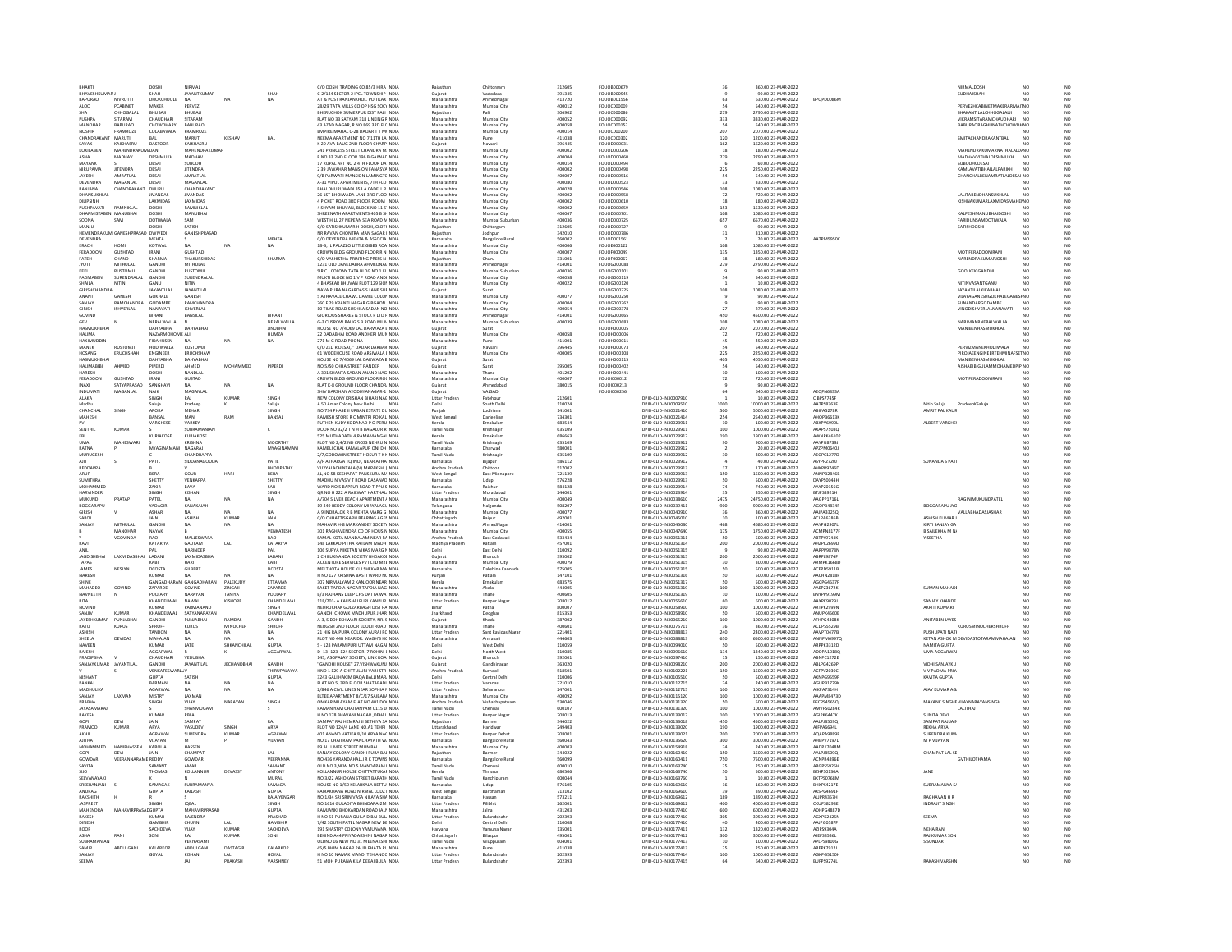| First Name | Middle Name | Last Name | Father/Husband First Name | Father/Husband Middle Name | Father/Husband Last Name | Address | Country | State | District | Pin Code | Folio Number | DP ID-Client ID | Number of Shares | Amount | Proposed Date of Transfer | PAN | Nominee / Joint Holder | | |
|---|---|---|---|---|---|---|---|---|---|---|---|---|---|---|---|---|---|---|---|
| BHARTI | | DOSHI | NIRMAL | | | C/O DOSHI TRADING CO 85/3 HIRA | INDIA | Rajasthan | Chittorgarh | 312605 | FOLIOB000679 | | 36 | 360.00 | 23-MAR-2022 | | NIRMALDOSHI | NO | NO |
| BHAVESHKUMAR J | | SHAH | JAYANTKUMAR | | SHAH | C-2/144 SECTOR 2 IPCL TOWNSHIP | INDIA | Gujarat | Vadodara | 391345 | FOLIOB000945 | | 9 | 90.00 | 23-MAR-2022 | | SUDHAJSHAH | NO | NO |
| BAPURAO | NIVRUTTI | DHOKCHOULE | NA | NA | NA | AT & POST RANJANKHOL, PO TILAK | INDIA | Maharashtra | AhmedNagar | 413720 | FOLIOB001556 | | 63 | 630.00 | 23-MAR-2022 | BPQPD0086M | | NO | NO |
| ALOO | PCABINET | MAKER | PERVEZ | | | 28/29 TATA MILLS CO OP HSG SOC | INDIA | Maharashtra | Mumbai City | 400012 | FOLIOC000009 | | 54 | 540.00 | 23-MAR-2022 | | PERVEZHCABINETMAKERRAMA | NO | NO |
| SHA | CHHOGALAL | BHUBAJI | BHUBAJI | | | BHERUCHOK SUMERPUR DIST PALI | INDIA | Rajasthan | Pali | 306902 | FOLIOC000086 | | 279 | 2790.00 | 23-MAR-2022 | | SHAKANTILALCHHOGALALJI | NO | NO |
| PUSHPA | SITARAM | CHAUDHARI | SITARAM | | | FLAT NO 33 SATYAM 318 LINKING R | INDIA | Maharashtra | Mumbai City | 400052 | FOLIOC000092 | | 333 | 3330.00 | 23-MAR-2022 | | VIKRAMSITARAMCHAUDHARI | NO | NO |
| MANOHAR | BABURAO | CHOWDHARY | BABURAO | | | 43 AZAD NAGAR, R.NO 869 3RD FL | INDIA | Maharashtra | Mumbai City | 400058 | FOLIOC000152 | | 54 | 540.00 | 23-MAR-2022 | | BABURAORAGHUNATHCHOWDHRI | NO | NO |
| NOSHIR | FRAMROZE | COLABAVALA | FRAMROZE | | | EMPIRE MAHAL C-28 DADAR T T W | INDIA | Maharashtra | Mumbai City | 400014 | FOLIOC000200 | | 207 | 2070.00 | 23-MAR-2022 | | | NO | NO |
| CHANDRAKANT | MARUTI | BAL | MARUTI | KESHAV | BAL | NEEMA APARTMENT NO 7 11TH LA | INDIA | Maharashtra | Pune | 411038 | FOLIOC000302 | | 120 | 1200.00 | 23-MAR-2022 | | SMITACHANDRAKANTBAL | NO | NO |
| SAVAK | KAIKHASRU | DASTOOR | KAIKHASRU | | | K 20 AVA BAUG 2ND FLOOR CHARP | INDIA | Gujarat | Navsari | 396445 | FOLIOD000031 | | 162 | 1620.00 | 23-MAR-2022 | | | NO | NO |
| KOKILABEN | MAHENDRAKUMA | DANI | MAHENDRAKUMAR | | | 241 PRINCESS STREET CHANDRA M | INDIA | Maharashtra | Mumbai City | 400002 | FOLIOD000206 | | 18 | 180.00 | 23-MAR-2022 | | MAHENDRAKUMARNATHALALDANI | NO | NO |
| ASHA | MADHAV | DESHMUKH | MADHAV | | | R NO 33 2ND FLOOR 196 B GAMWA | INDIA | Maharashtra | Mumbai City | 400004 | FOLIOD000460 | | 279 | 2790.00 | 23-MAR-2022 | | MADHAVVITHALDESHMUKH | NO | NO |
| MAYANK | S | DESAI | SUBODH | | | 17 RUPAL APT NO 2 4TH FLOOR DA | INDIA | Maharashtra | Mumbai City | 400014 | FOLIOD000494 | | 6 | 60.00 | 23-MAR-2022 | | SUBODHCDESAI | NO | NO |
| NIRUPAMA | JITENDRA | DESAI | JITENDRA | | | 2 38 JAWAHAR MANSION FANASVA | INDIA | Maharashtra | Mumbai City | 400002 | FOLIOD000498 | | 225 | 2250.00 | 23-MAR-2022 | | KAMLAVATIBHAILALPARIKH | NO | NO |
| JAYESH | AMRATLAL | DESAI | AMRATLAL | | | 9/B PARWATI MANSION LAMINGT | INDIA | Maharashtra | Mumbai City | 400007 | FOLIOD000516 | | 54 | 540.00 | 23-MAR-2022 | | CHANCHALBENAMRATLALDESAI | NO | NO |
| DEVENDRA | MAGANLAL | DESAI | MAGANLAL | | | A-31 VIPUL APARTMENTS, 7TH FLO | INDIA | Maharashtra | Mumbai City | 400080 | FOLIOD000523 | | 33 | 330.00 | 23-MAR-2022 | | | NO | NO |
| RANJANA | CHANDRAKANT | DHURU | CHANDRAKANT | | | BHAI DHURUWADI 353 A CADELL R | INDIA | Maharashtra | Mumbai City | 400028 | FOLIOD000546 | | 108 | 1080.00 | 23-MAR-2022 | | | NO | NO |
| DHANSUKHLAL | | JIVANDAS | JIVANDAS | | | 26 1ST BHOIWADA LANE 3RD FLO | INDIA | Maharashtra | Mumbai City | 400002 | FOLIOD000558 | | 72 | 720.00 | 23-MAR-2022 | | LALITABENDHANSUKHLAL | NO | NO |
| DILIPSINH | | LAXMIDAS | LAXMIDAS | | | 4 PICKET ROAD 3RD FLOOR ROOM | INDIA | Maharashtra | Mumbai City | 400002 | FOLIOD000610 | | 18 | 180.00 | 23-MAR-2022 | | KISHNAKUMARLAXMIDASMAHEP | NO | NO |
| PUSHPAVATI | RAMNIKLAL | DOSHI | RAMNIKLAL | | | 4 SHYAM BHUVAN, BLOCK NO 11 5' | INDIA | Maharashtra | Mumbai City | 400002 | FOLIOD000659 | | 153 | 1530.00 | 23-MAR-2022 | | | NO | NO |
| DHARMISTABEN | MANUBHAI | DOSHI | MANUBHAI | | | SHREENATH APARTMENTS 405 B SI | INDIA | Maharashtra | Mumbai City | 400067 | FOLIOD000701 | | 108 | 1080.00 | 23-MAR-2022 | | KALPESHMANUBHAIDOSHI | NO | NO |
| SOONA | SAM | DOTIWALA | SAM | | | WEST HILL 27 NEPEAN SEA ROAD | INDIA | Maharashtra | Mumbai Suburban | 400036 | FOLIOD000725 | | 657 | 6570.00 | 23-MAR-2022 | | FAREDUNSAMDOTIWALA | NO | NO |
| MANJU | | DOSHI | SATISH | | | C/O SATISHKUMAR H DOSHI, CLOTH | INDIA | Rajasthan | Chittorgarh | 312605 | FOLIOD000727 | | 9 | 90.00 | 23-MAR-2022 | | SATISHDOSHI | NO | NO |
| HEMENDRAKUMA | GANESHPRASAD | DWIVEDI | GANESHPRASAD | | | NR RAVAN CHONTRA MAN SAGAR | INDIA | Rajasthan | Jodhpur | 342010 | FOLIOD000786 | | 31 | 310.00 | 23-MAR-2022 | | | NO | NO |
| DEVENDRA | | MEHTA | S | | MEHTA | C/O DEVENDRA MEHTA & ASSOCIA | INDIA | Karnataka | Bangalore Rural | 560032 | FOLIOD001561 | | 2 | 20.00 | 23-MAR-2022 | AATPM5950C | | NO | NO |
| ERACH | HOMI | KOTWAL | NA | NA | NA | 18-B, IL PALAZZO LITTLE GIBBS ROA | INDIA | Maharashtra | Mumbai City | 400006 | FOLIOE000122 | | 108 | 1080.00 | 23-MAR-2022 | | | NO | NO |
| FERADOON | GUSHTAD | IRANI | GUSHTAD | | | CROWN BLDG GROUND FLOOR R N | INDIA | Maharashtra | Mumbai City | 400007 | FOLIOF000049 | | 135 | 1350.00 | 23-MAR-2022 | | MOTIFERADOONIRANI | NO | NO |
| FATEH | CHAND | SHARMA | THAKURSHIDAS | | SHARMA | C/O VASHISTHA PRINTING PRESS N | INDIA | Rajasthan | Churu | 331001 | FOLIOF000067 | | 18 | 180.00 | 23-MAR-2022 | | NARENDRAKUMARJOSHI | NO | NO |
| JYOTI | MITHULAL | GANDHI | MITHULAL | | | 1231 OLD DANEDABRA AHMEDNAG | INDIA | Maharashtra | AhmedNagar | 414001 | FOLIOG000088 | | 279 | 2790.00 | 23-MAR-2022 | | | NO | NO |
| KEKI | RUSTOMJI | GANDHI | RUSTOMJI | | | SIR C J COLONY TATA BLDG NO 1 FL | INDIA | Maharashtra | Mumbai Suburban | 400036 | FOLIOG000101 | | 9 | 90.00 | 23-MAR-2022 | | GOOLKEKIGANDHI | NO | NO |
| PADMABEN | SURENDRALAL | GANDHI | SURENDRALAL | | | MUKTI BLOCK NO 1 V P ROAD AND | INDIA | Maharashtra | Mumbai City | 400058 | FOLIOG000119 | | 54 | 540.00 | 23-MAR-2022 | | | NO | NO |
| SHAILA | NITIN | GANU | NITIN | | | 4 BHASKAR BHUVAN PLOT 129 SION | INDIA | Maharashtra | Mumbai City | 400022 | FOLIOG000120 | | 1 | 10.00 | 23-MAR-2022 | | NITINVASANTGANU | NO | NO |
| GIRISHCHANDRA | | JAYANTILAL | JAYANTILAL | | | NAVA PURA NAGARDAS S LANE SUI | INDIA | Gujarat | Surat | | FOLIOG000225 | | 108 | 1080.00 | 23-MAR-2022 | | JAYANTILALKIKABHAI | NO | NO |
| ANANT | GANESH | GOKHALE | GANESH | | | 5 ATHAVALE CHAWL DAMLE COLON | INDIA | Maharashtra | Mumbai City | 400077 | FOLIOG000250 | | 9 | 90.00 | 23-MAR-2022 | | VIJAYAGANESHGOKHALEGANESH | NO | NO |
| SANJAY | RAMCHANDRA | GODAMBE | RAMCHANDRA | | | 260 F 20 KRANTI NAGAR GIRGAON | INDIA | Maharashtra | Mumbai City | 400004 | FOLIOG000262 | | 9 | 90.00 | 23-MAR-2022 | | SUNANDARGODAMBE | NO | NO |
| GIRISH | ISHVERLAL | NANAVATI | ISHVERLAL | | | 10 TILAK ROAD SUSHILA SADAN NO | INDIA | Maharashtra | Mumbai City | 400054 | FOLIOG000378 | | 27 | 270.00 | 23-MAR-2022 | | VINODISHVERLALNANAVATI | NO | NO |
| GOVIND | | BIHANI | BANSILAL | | BIHANI | GIORIOUS SHARES & STOCK P LTD | INDIA | Maharashtra | AhmedNagar | 414001 | FOLIOG000665 | | 450 | 4500.00 | 23-MAR-2022 | | | NO | NO |
| GEV | N | NERALWALLA | N | | NERALWALLA | G-3 CUSROW BAUG S B ROAD MUM | INDIA | Maharashtra | Mumbai Suburban | 400039 | FOLIOG000683 | | 108 | 1080.00 | 23-MAR-2022 | | NARIMANNERALWALLA | NO | NO |
| HASMUKHBHAI | | DAHYABHAI | DAHYABHAI | | JINUBHAI | HOUSE NO 7/4069 LAL DARWAZA (I | INDIA | Gujarat | Surat | | FOLIOH000005 | | 207 | 2070.00 | 23-MAR-2022 | | MANIBENHASMUKHLAL | NO | NO |
| HALIMA | | NAZARMOHOME | ALI | | HUMZA | 22 DADABHAI ROAD ANDHERI MU | INDIA | Maharashtra | Mumbai City | 400058 | FOLIOH000006 | | 72 | 720.00 | 23-MAR-2022 | | | NO | NO |
| HAKIMUDDIN | | FIDAHUSEN | NA | NA | NA | 271 M G ROAD POONA | INDIA | Maharashtra | Pune | 411001 | FOLIOH000011 | | 45 | 450.00 | 23-MAR-2022 | | | NO | NO |
| MANEK | RUSTOMJI | HODIWALLA | RUSTOMJI | | | C/O ZED R DESAI, " DADAR DARBA | INDIA | Gujarat | Navsari | 396445 | FOLIOH000073 | | 54 | 540.00 | 23-MAR-2022 | | PERVIZMANEKHODIWALA | NO | NO |
| HOSANG | ERUCHSHAW | ENGINEER | ERUCHSHAW | | | 61 WODEHOUSE ROAD ARSIWALA | INDIA | Maharashtra | Mumbai City | 400005 | FOLIOH000108 | | 225 | 2250.00 | 23-MAR-2022 | | PIROJAEENGINEERTEHMINAFSETT | NO | NO |
| HASMUKHBHAI | | DAHYABHAI | DAHYABHAI | | | HOUSE NO 7/4069 LAL DARWAZA B | INDIA | Gujarat | Surat | | FOLIOH000115 | | 405 | 4050.00 | 23-MAR-2022 | | MANIBENHASMUKHLAL | NO | NO |
| HALIMABIBI | AHMED | PIPERDI | AHMED | MOHAMMED | PIPERDI | NO 5/50 CHHA STREET RANDER | INDIA | Gujarat | Surat | 395005 | FOLIOH000402 | | 54 | 540.00 | 23-MAR-2022 | | AISHABIBIGULAMMOHAMEDPIP | NO | NO |
| HARESH | | DOSHI | NANDLAL | | | A 301 SHANTA SADAN ANAND NAG | INDIA | Maharashtra | Thane | 401202 | FOLIOH000441 | | 10 | 100.00 | 23-MAR-2022 | | | NO | NO |
| FERADOON | GUSHTAD | IRANI | GUSTAD | | | CROWN BLDG GROUND FLOOR RO | INDIA | Maharashtra | Mumbai City | 400007 | FOLIOI000012 | | 72 | 720.00 | 23-MAR-2022 | | MOTIFERADOONIRANI | NO | NO |
| INAXI | SATYAPRASAD | SANGHAVI | NA | NA | NA | FLAT K-8 GROUND FLOOR CHANDR | INDIA | Gujarat | Ahmedabad | 380015 | FOLIOI000213 | | 9 | 90.00 | 23-MAR-2022 | | | NO | NO |
| INDUMATI | MAGANLAL | NAIK | MAGANLAL | | | SHIV DARSHAN AYODHYANAGAR-1 | INDIA | Gujarat | VALSAD | | FOLIOI000256 | | 64 | 640.00 | 23-MAR-2022 | AEQPN6833A | | NO | NO |
| ALARA | | SINGH | RAJ | KUMAR | SINGH | NEW COLONY KRISHAN BIHARI NA | INDIA | Uttar Pradesh | Fatehpur | 212601 | | DPID-CLID-IN30007910 | 1 | 10.00 | 23-MAR-2022 | CIBPS7745F | | NO | NO |
| Madhu | | Saluja | Pradeep | K | Saluja | A 50 Amar Colony New Delhi | INDIA | Delhi | South Delhi | 110024 | | DPID-CLID-IN30009510 | 1000 | 10000.00 | 23-MAR-2022 | AATPS8363F | Nitin Saluja PradeepSaluja | NO | NO |
| CHANCHAL | SINGH | ARORA | MEHAR | | SINGH | NO 734 PHASE II URBAN ESTATE D | INDIA | Punjab | Ludhiana | 141001 | | DPID-CLID-IN30021410 | 500 | 5000.00 | 23-MAR-2022 | ABIPA5278R | AMRIT PAL KAUR | NO | NO |
| MAHESH | | BANSAL | MANI | RAM | BANSAL | RAMESH STORE R C MINTRI RD KA | INDIA | West Bengal | Darjeeling | 734301 | | DPID-CLID-IN30021414 | 254 | 2540.00 | 23-MAR-2022 | AHOPB6613K | | NO | NO |
| PV | | VARGHESE | VARKEY | | | PUTHEN KUDY KODANAD P O PER | INDIA | Kerala | Ernakulam | 683544 | | DPID-CLID-IN30023911 | 10 | 100.00 | 23-MAR-2022 | ABXPV6990L | ALBERT VARGHES | NO | NO |
| SENTHIL | KUMAR | S | SUBRAMANIAN | | | DOOR NO 32/2 T N H B BAGALUR | INDIA | Tamil Nadu | Krishnagiri | 635109 | | DPID-CLID-IN30023911 | 100 | 1000.00 | 23-MAR-2022 | AKAPS7508Q | | NO | NO |
| EBI | | KURIAKOSE | KURIAKOSE | | | 525 MUTHADATH 4,RAMAMANGA | INDIA | Kerala | Ernakulam | 686663 | | DPID-CLID-IN30023912 | 190 | 1900.00 | 23-MAR-2022 | AWNPK4610P | | NO | NO |
| UMA | MAHESWARI | S | KRISHNA | | MOORTHY | PLOT NO 2,4/2 ND CROSS NEHRU N | INDIA | Tamil Nadu | Krishnagiri | 635109 | | DPID-CLID-IN30023912 | 90 | 900.00 | 23-MAR-2022 | AAYPU8739J | | NO | NO |
| RATNA | | MYAGINAMANI | NAGARAJ | | MYAGINAMANI | KAMBLI CHAL KAMALAPUR ONI | INDIA | Karnataka | Dharwad | 580001 | | DPID-CLID-IN30023912 | 2 | 20.00 | 23-MAR-2022 | AFZPM0640J | | NO | NO |
| MURUGESH | | C | CHANDRAPPA | | | 27,GODOWN STREET HOSUR T K | INDIA | Tamil Nadu | Krishnagiri | 635109 | | DPID-CLID-IN30023912 | 30 | 300.00 | 23-MAR-2022 | AEGPC1277D | | NO | NO |
| ARIF | S | PATIL | SIDDANAGOUDA | | PATIL | A/P ATHARGA TQ INDI, NEAR ATHA | INDIA | Karnataka | Bijapur | 586112 | | DPID-CLID-IN30023912 | 4 | 40.00 | 23-MAR-2022 | ASYPP2720J | SUNANDA S PATI | NO | NO |
| REDDAPPA | | B | V | | BHOOPATHY | VIJYYALACHINTALA (V) MAPAKSHI | INDIA | Andhra Pradesh | Chittoor | 517002 | | DPID-CLID-IN30023912 | 17 | 170.00 | 23-MAR-2022 | AHKPR9746D | | NO | NO |
| ARUP | | BERA | GOUR | HARI | BERA | J,L NO 58 KESHAPAT PANSKURA | INDIA | West Bengal | East Midnapore | 721139 | | DPID-CLID-IN30023913 | 150 | 1500.00 | 23-MAR-2022 | ANNPB2846B | | NO | NO |
| SUMITHRA | | SHETTY | VENKAPPA | | SHETTY | MADHU NIVAS V T ROAD DASANA | INDIA | Karnataka | Udupi | 576228 | | DPID-CLID-IN30023913 | 50 | 500.00 | 23-MAR-2022 | DAYPS0444H | | NO | NO |
| MOHAMMED | | ZAKIR | BAVA | | SAB | WARD NO 5 BAPPUR ROAD TIPPU | INDIA | Karnataka | Raichur | 584128 | | DPID-CLID-IN30023914 | 74 | 740.00 | 23-MAR-2022 | AAYPZ0156G | | NO | NO |
| HARVINDER | | SINGH | KISHAN | | SINGH | QR NO H 222 A RAILWAY HARTHAL | INDIA | Uttar Pradesh | Moradabad | 244001 | | DPID-CLID-IN30023914 | 35 | 350.00 | 23-MAR-2022 | BTJPS8921H | | NO | NO |
| MUKUND | PRATAP | PATEL | NA | NA | NA | A/704 SILVER BEACH APARTMENT J | INDIA | Maharashtra | Mumbai City | 400049 | | DPID-CLID-IN30038610 | 2475 | 24750.00 | 23-MAR-2022 | AAGPP1716L | RAGINIMUKUNDPATEL | NO | NO |
| BOGGARAPU | | YADAGIRI | KANAKAIAH | | | 19 449 REDDY COLONY MIRYALAG | INDIA | Telangana | Nalgonda | 508207 | | DPID-CLID-IN30039411 | 900 | 9000.00 | 23-MAR-2022 | AGOPB4834F | BOGGARAPU JYC | NO | NO |
| GIRISH | V | ASHAR | NA | NA | NA | A 6 INDRALOK R B MEHTA MARG G | INDIA | Maharashtra | Mumbai City | 400077 | | DPID-CLID-IN30040910 | 36 | 360.00 | 23-MAR-2022 | AAIPA3325Q | VALLABHADASASHAR | NO | NO |
| SAROJ | | JAIN | ASHISH | KUMAR | JAIN | C/O CHHATTISGARH BEARING AGE | INDIA | Chhattisgarh | Raipur | 492001 | | DPID-CLID-IN30045010 | 10 | 100.00 | 23-MAR-2022 | ACLPA6286B | ASHISH KUMAR J | NO | NO |
| SANJAY | MITHULAL | GANDHI | NA | NA | NA | MAHAVIR H-8 MARKANDEY SOCIET | INDIA | Maharashtra | AhmedNagar | 414001 | | DPID-CLID-IN30045080 | 468 | 4680.00 | 23-MAR-2022 | AAYPG2907L | KIRTI SANJAY GA | NO | NO |
| | MANOHAR | NAYAK | B | | VENKATESH | 301 RAGHAVENDRA CO OP HOUSI | INDIA | Maharashtra | Mumbai City | 400055 | | DPID-CLID-IN30047640 | 175 | 1750.00 | 23-MAR-2022 | ACMPN8177F | B SAILEKHA M NA | NO | NO |
| V | VGOVINDA | RAO | MALLESWARA | | RAO | SAMAL KOTA MANDALAM NEAR RA | INDIA | Andhra Pradesh | East Godavari | 533434 | | DPID-CLID-IN30051311 | 50 | 500.00 | 23-MAR-2022 | ABTPF9744K | Y SEETHA | NO | NO |
| RAVI | | KATARIYA | GAUTAM | LAL | KATARIYA | 148 LAKKAD PITHA RATLAM MADH | INDIA | Madhya Pradesh | Ratlam | 457001 | | DPID-CLID-IN30051314 | 200 | 2000.00 | 23-MAR-2022 | AHZPK2699D | | NO | NO |
| ANIL | | PAL | NARINDER | | | 106 SURYA NIKETAN VIKAS MARG | INDIA | Delhi | East Delhi | 110092 | | DPID-CLID-IN30051315 | 9 | 90.00 | 23-MAR-2022 | AARPP9878H | | NO | NO |
| JAGDISHBHAI | LAXMIDASBHAI | LADANI | LAXMIDASBHAI | | LADANI | 2 CHILKHANADA SOCIETY BHIDAKO | INDIA | Gujarat | Bharuch | 393002 | | DPID-CLID-IN30051315 | 200 | 2000.00 | 23-MAR-2022 | ABRPL9874F | | NO | NO |
| TAPAS | | KABI | HARI | | KABI | ACCENTURE SERVICES PVT LTD M3 | INDIA | Maharashtra | Mumbai City | 400079 | | DPID-CLID-IN30051315 | 30 | 300.00 | 23-MAR-2022 | ARMPK1668D | | NO | NO |
| JAMES | NESLYN | DCOSTA | GILBERT | | DCOSTA | MELTHOTA HOUSE KULSHEKAR MA | INDIA | Karnataka | Dakshina Kannada | 575005 | | DPID-CLID-IN30051315 | 50 | 500.00 | 23-MAR-2022 | ACEPD5911B | | NO | NO |
| NARESH | | KUMAR | NA | NA | NA | H NO 127 KRISHNA BASTI WARD N | INDIA | Punjab | Patiala | 147101 | | DPID-CLID-IN30051316 | 50 | 500.00 | 23-MAR-2022 | AACHN2818P | | NO | NO |
| SHINE | | GANGADHARAN | GANGADHARAN | PALEKUDY | ETTAMAN | 307 NIRMALYAM 2 KANJOOR NEA | INDIA | Kerala | Ernakulam | 683575 | | DPID-CLID-IN30051317 | 50 | 500.00 | 23-MAR-2022 | AGCPG4637P | | NO | NO |
| MAHADEO | GOVIND | ZAPARDE | GOVIND | ZINGAJI | ZAPARDE | SAKET TAPDIA NAGAR TAPDIA NA | INDIA | Maharashtra | Akola | 444005 | | DPID-CLID-IN30051319 | 100 | 1000.00 | 23-MAR-2022 | AAEPZ3672K | SUMAN MAHADI | NO | NO |
| NAVNEETH | N | POOJARY | NARAYAN | TANIYA | POOJARY | B/3 RAJHANS DEEP CHS DATTA WA | INDIA | Maharashtra | Thane | 400605 | | DPID-CLID-IN30051319 | 10 | 100.00 | 23-MAR-2022 | BNYPP9194M | | NO | NO |
| RITA | | KHANDELWAL | NAWAL | KISHORE | KHANDELWAL | 118/201- A KAUSHALPURI KANPUR | INDIA | Uttar Pradesh | Kanpur Nagar | 208012 | | DPID-CLID-IN30055610 | 60 | 600.00 | 23-MAR-2022 | AAKPK9029J | SANJAY KHANDE | NO | NO |
| NOVIND | | KUMAR | PARMANAND | | SINGH | NEHRU CHAK GULZARBAGH DIST P | INDIA | Bihar | Patna | 800007 | | DPID-CLID-IN30058910 | 100 | 1000.00 | 23-MAR-2022 | ARTPK7399N | AKRITI KUMARI | NO | NO |
| SANJIV | KUMAR | KHANDELWAL | SATYANARAYAN | | KHANDELWAL | GANDHI CHOWK MADHUPUR JHAR | INDIA | Jharkhand | Deoghar | 815353 | | DPID-CLID-IN30058910 | 50 | 500.00 | 23-MAR-2022 | ANLPK4560E | | NO | NO |
| JAYESHKUMAR | PUNJABHAI | GANDHI | PUNJABHAI | RAMDAS | GANDHI | A-3, SIDDHESHWARI SOCIETY, NR. | INDIA | Gujarat | Kheda | 387002 | | DPID-CLID-IN30065210 | 100 | 1000.00 | 23-MAR-2022 | AFHPG4308K | ANITABEN JAYES | NO | NO |
| RATU | KURUS | SHROFF | KURUS | MINOCHER | SHROFF | NERGISH 2ND FLOOR EDULJI ROAD | INDIA | Maharashtra | Thane | 400601 | | DPID-CLID-IN30075711 | 36 | 360.00 | 23-MAR-2022 | ACDPS5529B | KURUSMINOCHERSHROFF | NO | NO |
| ASHISH | | TANDON | NA | NA | NA | 21 HIG RAJPURA COLONY AURAI R | INDIA | Uttar Pradesh | Sant Ravidas Nagar | 221401 | | DPID-CLID-IN30088813 | 240 | 2400.00 | 23-MAR-2022 | AAVPT0477B | PUSHPLATA TAI | NO | NO |
| SHEELA | DEVIDAS | MAHAJAN | NA | NA | NA | PLOT NO 448 NEAR DR. WAGH'S H | INDIA | Maharashtra | Amravati | 444602 | | DPID-CLID-IN30088813 | 650 | 6500.00 | 23-MAR-2022 | ANNPM6997Q | KETAN ASHOK M DEVIDASTOTARAMMAHAJAN | NO | NO |
| NAVEEN | | KUMAR | LATE | SHKANCHILAL | GUPTA | 5 - 128 PARAM PURI UTTAM NAGA | INDIA | Delhi | West Delhi | 110059 | | DPID-CLID-IN30094010 | 50 | 500.00 | 23-MAR-2022 | ARPPK3312D | NAMITA GUPTA | NO | NO |
| RAJESH | | AGGARWAL | R | K | AGGARWAL | D- 13- 123- 124 SECTOR- 7 ROHINI | INDIA | Delhi | North West | 110085 | | DPID-CLID-IN30096610 | 134 | 1340.00 | 23-MAR-2022 | ADDPA1018Q | UMA AGGARWAI | NO | NO |
| PRADIPBHAI | V | CHAUDHARI | VEDUBHAI | | | 145, ASOPALAV SOCIETY, LINK ROA | INDIA | Gujarat | Bharuch | 392001 | | DPID-CLID-IN30097410 | 15 | 150.00 | 23-MAR-2022 | ABNPC1272E | | NO | NO |
| SANJAYKUMAR | JAYANTILAL | GANDHI | JAYANTILAL | JECHANDBHAI | GANDHI | "GANDHI HOUSE" 27,VISHWAKUNJ | INDIA | Gujarat | Gandhinagar | 363020 | | DPID-CLID-IN30098210 | 200 | 2000.00 | 23-MAR-2022 | ABLPG4269P | VIDHI SANJAYKU | NO | NO |
| V | S | VENKATESWARLU | V | | THIRUPALAYYA | HNO 1 129 A CHITTULURI VARI STR | INDIA | Andhra Pradesh | Kurnool | 518501 | | DPID-CLID-IN30102221 | 150 | 1500.00 | 23-MAR-2022 | ACTPV2030C | V V PADMA PRIY | NO | NO |
| NISHANT | | GUPTA | SATISH | | GUPTA | 3243 GALI HAKIM BAQA BALLIMAR | INDIA | Delhi | Central Delhi | 110006 | | DPID-CLID-IN30105510 | 50 | 500.00 | 23-MAR-2022 | AKNPG9559R | KAVITA GUPTA | NO | NO |
| PANKAJ | | BARMAN | NA | NA | NA | FLAT NO.5, 3RD FLOOR SHATABADI | INDIA | Uttar Pradesh | Varanasi | 221010 | | DPID-CLID-IN30112715 | 24 | 240.00 | 23-MAR-2022 | AGUPB1729K | | NO | NO |
| MADHULIKA | | AGARWAL | NA | NA | NA | 4/6 CIVIL LINES NEAR SOPHIA FIND | INDIA | Uttar Pradesh | Saharanpur | 247001 | | DPID-CLID-IN30112715 | 100 | 1000.00 | 23-MAR-2022 | AIKPA7314H | AJAY KUMAR AG | NO | NO |
| SANJAY | LAXMAN | MISTRY | LAXMAN | | | E/7/81 APARTMENT B/C/17 SAIBABA | INDIA | Maharashtra | Mumbai City | 400092 | | DPID-CLID-IN30115120 | 100 | 1000.00 | 23-MAR-2022 | AAAPM8473D | | NO | NO |
| PRABHA | | SINGH | VIJAY | NARAYAN | SINGH | OMKAR NILAYAM FLAT NO 401 DO | INDIA | Andhra Pradesh | Vishakhapatnam | 530046 | | DPID-CLID-IN30131320 | 50 | 500.00 | 23-MAR-2022 | BFCPS4565Q | MAYANK SINGHVIJAYNARAYANSINGH | NO | NO |
| JAYASANKAR | | S | SHANMUGAM | | | RAMAMIYAM CHAITANYAM C115 3 | INDIA | Tamil Nadu | Chennai | 600107 | | DPID-CLID-IN30131320 | 100 | 1000.00 | 23-MAR-2022 | AMVPS5028R | LALITHAJ | NO | NO |
| RAKESH | | KUMAR | RBLAL | | | H NO 178 BHAWANI NAGAR ,DEHL | INDIA | Uttar Pradesh | Kanpur Nagar | 208013 | | DPID-CLID-IN30133017 | 100 | 1000.00 | 23-MAR-2022 | AGIPK6447K | SUNITA DEVI | NO | NO |
| GOPI | DEVI | JAIN | SAMPAT | | RAJ | SAMPAT RAJ HEMRAJ JI SETHIYA | INDIA | Rajasthan | Barmer | 344022 | | DPID-CLID-IN30133018 | 450 | 4500.00 | 23-MAR-2022 | AALPJ8509Q | SAMPAT RAJ JAI | NO | NO |
| PRAMOD | KUMAR | ARYA | VASUDEV | SINGH | ARYA | PLOT NO 124/4 LANE NO A1 TEHRI | INDIA | Uttarakhand | Haridwar | 249403 | | DPID-CLID-IN30133020 | 190 | 1900.00 | 23-MAR-2022 | AJFPA6694L | REKHA ARYA | NO | NO |
| AKHIL | | AGRAWAL | SURENDRA | KUMAR | AGRAWAL | 401 ANAND VATIKA 8/10 ARYA NA | INDIA | Uttar Pradesh | Kanpur Dehat | 208001 | | DPID-CLID-IN30133021 | 200 | 2000.00 | 23-MAR-2022 | AGAPA9629R | SURENDRA KUMA | NO | NO |
| AJITHA | | VIJAYAN | M | P | VIJAYAN | NO 17 CHAITRAM PANCHAYATH W | INDIA | Karnataka | Bangalore Rural | 560043 | | DPID-CLID-IN30135620 | 300 | 3000.00 | 23-MAR-2022 | AHBPV7197D | M P VIJAYAN | NO | NO |
| MOHAMMED | HANIFHASSEN | KARDLIA | HASSEN | | | 89 ALI UMER STREET MUMBAI | INDIA | Maharashtra | Mumbai City | 400003 | | DPID-CLID-IN30154918 | 24 | 240.00 | 23-MAR-2022 | AADPK7048M | | NO | NO |
| GOPI | DEVI | JAIN | CHAMPAT | | LAL | SANJAY COLONY GANDHI PURA BA | INDIA | Rajasthan | Barmer | 344022 | | DPID-CLID-IN30160410 | 150 | 1500.00 | 23-MAR-2022 | AALPJ8509Q | CHAMPAT LAL SE | NO | NO |
| GOWDAR | VEERANNARAME | REDDY | GOWDAR | | VEERANNA | NO 436 YARANDAHALLI R K TOWNS | INDIA | Karnataka | Bangalore Rural | 560099 | | DPID-CLID-IN30160411 | 750 | 7500.00 | 23-MAR-2022 | ACNPR4896E | GVTHILOTHAMA | NO | NO |
| SAVITA | | SAMANT | AMAR | | SAMANT | OLD NO 3,NEW NO 5 MANDAPAM | INDIA | Tamil Nadu | Chennai | 600010 | | DPID-CLID-IN30163740 | 25 | 250.00 | 23-MAR-2022 | ARGPS5925H | | NO | NO |
| SIJO | | THOMAS | KOLLANNUR | DEVASSY | ANTONY | KOLLANNUR HOUSE CHITTATTUKA | INDIA | Kerala | Thrissur | 680506 | | DPID-CLID-IN30163740 | 50 | 500.00 | 23-MAR-2022 | BZHPS0130A | JANE | NO | NO |
| SELVANAYAKI | | K | N | | MURALI | NO 3/22 ASHOKAN STREET BARATH | INDIA | Tamil Nadu | Kanchipuram | 600044 | | DPID-CLID-IN30163760 | 1 | 10.00 | 23-MAR-2022 | BKTPS0768M | | NO | NO |
| SREERANJANI | S | SAMAGAK | SUBRAMANYA | | SAMAGA | HOUSE NO 1/50 KELARKALA BETTU | INDIA | Karnataka | Udupi | 576105 | | DPID-CLID-IN30169610 | 16 | 160.00 | 23-MAR-2022 | BHXPS4217E | SUBRAMANYA S | NO | NO |
| ANURAG | | GUPTA | KAILASH | | GUPTA | PARRAKHANA ROAD NIRMAL LODZ | INDIA | West Bengal | Bardhaman | 713102 | | DPID-CLID-IN30169610 | 39 | 390.00 | 23-MAR-2022 | AKSPG4691F | | NO | NO |
| RAKSHITH | H | R | S | | RAJAIYENGAR | NO 1/34 SRI SRINIVASA NILAYA SH | INDIA | Karnataka | Hassan | 573211 | | DPID-CLID-IN30169612 | 189 | 1890.00 | 23-MAR-2022 | ALIPR4357H | RAGHAVAN H R | NO | NO |
| JASPREET | | SINGH | IQBAL | | SINGH | NO 1616 GULADIYA BHINDARA 2M | INDIA | Uttar Pradesh | Pilibhit | 262001 | | DPID-CLID-IN30169612 | 400 | 4000.00 | 23-MAR-2022 | CKUPS8298E | INDRAJIT SINGH | NO | NO |
| MAHENDRA | MAHAVIRPRASAD | GUPTA | MAHAVIRPRASAD | | GUPTA | RAMAMKI BHOKARDAN ROAD JAL | INDIA | Maharashtra | Jalna | 431203 | | DPID-CLID-IN30177410 | 600 | 6000.00 | 23-MAR-2022 | ADHPG4887D | | NO | NO |
| RAKESH | | KUMAR | RAJENDRA | | PRASHAD | H NO 51 PURANA QUILA DIBAI BU | INDIA | Uttar Pradesh | Bulandshahr | 202393 | | DPID-CLID-IN30177410 | 305 | 3050.00 | 23-MAR-2022 | AGXPK2425N | SEEMA | NO | NO |
| DINESH | | GAMBHIR | CHUNNI | LAL | GAMBHIR | 7/42 SOUTH PATEL NAGAR NEW DE | INDIA | Delhi | Central Delhi | 110008 | | DPID-CLID-IN30177410 | 40 | 400.00 | 23-MAR-2022 | AAJFG0587F | | NO | NO |
| ROOP | | SACHDEVA | VIJAY | KUMAR | SACHDEVA | 191 SHASTRY COLONY YAMUNANA | INDIA | Haryana | Yamuna Nagar | 135001 | | DPID-CLID-IN30177411 | 132 | 1320.00 | 23-MAR-2022 | ADPS9304A | NEHA RANI | NO | NO |
| ASHA | RANI | SONI | RAJ | KUMAR | SONI | BEHIND A44 PRIYADARSHINI NAGA | INDIA | Chhattisgarh | Bilaspur | 495001 | | DPID-CLID-IN30177412 | 100 | 1000.00 | 23-MAR-2022 | AKPS8536L | RAJ KUMAR SON | NO | NO |
| SUBRAMANIAN | | | PERIYASAMI | | | OLDNO 16 NEW NO 31 MEENAKSHI | INDIA | Tamil Nadu | Villupuram | 604001 | | DPID-CLID-IN30177413 | 10 | 100.00 | 23-MAR-2022 | APLPS9800G | S SUNDAR | NO | NO |
| SAMIR | ABDULGANI | KALARKOP | ABDULGANI | DASTAGIR | KALARKOP | 45/5 BHIM NAGAR PHATA PHATA | INDIA | Maharashtra | Pune | 411038 | | DPID-CLID-IN30177413 | 25 | 250.00 | 23-MAR-2022 | AREPK7912L | | NO | NO |
| SANJAY | | GOYAL | KISHAN | LAL | GOYAL | H NO 10 NAMAK MANDI TEH ANO | INDIA | Uttar Pradesh | Bulandshahr | 202393 | | DPID-CLID-IN30177414 | 100 | 1000.00 | 23-MAR-2022 | AGKPG5150H | | NO | NO |
| SEEMA | | | JAI | PRAKASH | VARSHNEY | S1 MOH PURANA KILA DEBAI BULA | INDIA | Uttar Pradesh | Bulandshahr | 202393 | | DPID-CLID-IN30177415 | 64 | 640.00 | 23-MAR-2022 | BUFPS0274L | RAKASH VARSHN | NO | NO |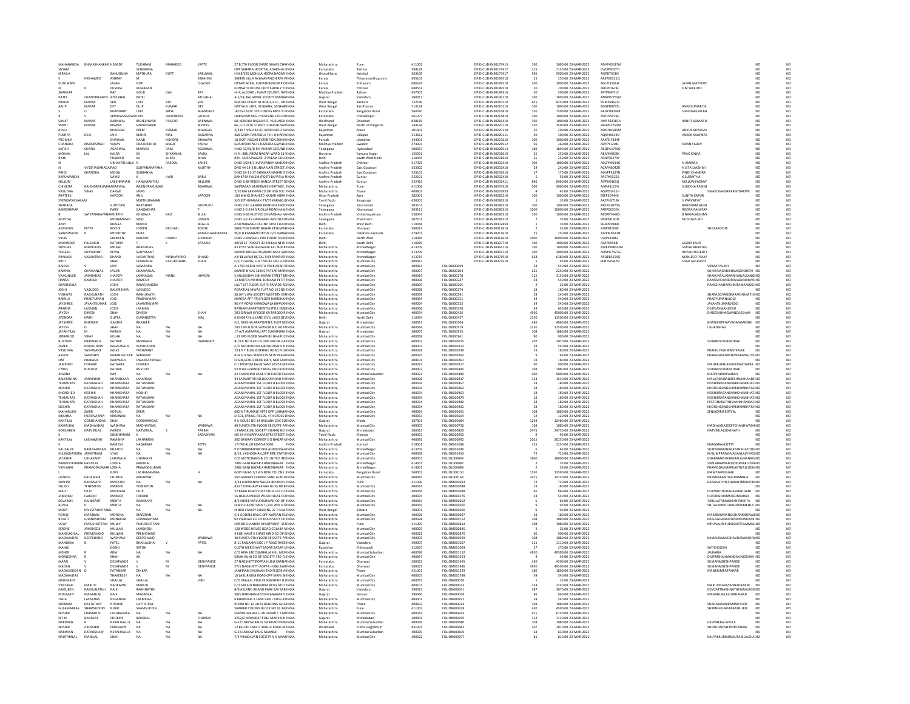| | | | | | | | | | | | | | | | | | |
|---|---|---|---|---|---|---|---|---|---|---|---|---|---|---|---|---|---|
| MAHANANDA | BHIMASHANKAR | HEGADE | TUKARAM | MAHADEO | VATTE | 27 B 5TH FLOOR SHREE NIWAS CHA INDIA | Maharashtra | Pune | 411002 | DPID-CLID-IN30177415 | 100 | 1000.00 | 23-MAR-2022 | ADVPH5517M | | NO | NO |
| SHYAM | | VENKANNA | | | | OPP SAHANA HOSPITAL AGSHALA C INDIA | Karnataka | Raichur | 584128 | DPID-CLID-IN30177417 | 215 | 2150.00 | 23-MAR-2022 | CWUPS0377J | | NO | NO |
| NIRMLA | | BAHUGUNA | MATHURA | DUTT | KABLIWAL | H N 8/395 MOHLLA HEERA NAGAR INDIA | Uttarakhand | Nainital | 263139 | DPID-CLID-IN30177417 | 590 | 5900.00 | 23-MAR-2022 | AIEPB7451N | | NO | NO |
| E | MOHAMED | ASHRAF | M | | EBRAHIM | SHERIN VILLA AVANAVANCHERRY P INDIA | Kerala | Thiruvananthapuram | 695103 | DPID-CLID-IN30189510 | 25 | 250.00 | 23-MAR-2022 | AAEPE6321Q | | NO | NO |
| KUSUMAM | | JAYAN | JOSE | | CHACKO | OTTAPLACKAL KIZHATHADIYUR P O INDIA | Kerala | Kottayam | 686574 | DPID-CLID-IN30189510 | 200 | 2000.00 | 23-MAR-2022 | AGLPJ9106H | JAYAN MATHEW | NO | NO |
| N | K | PUSHPA | KUMARAN | | | KUNNATH HOUSE CHITTILAPILLY TH INDIA | Kerala | Thrissur | 680551 | DPID-CLID-IN30189510 | 20 | 200.00 | 23-MAR-2022 | AFDPP1624F | K M SREEJITH | NO | NO |
| SHANKAR | | RAY | GOUR | DAS | RAY | H- 4, ALCONDL PLANT COLONY, RA INDIA | Madhya Pradesh | Ratlam | 457001 | DPID-CLID-IN30198310 | 50 | 500.00 | 23-MAR-2022 | AFTPR4471C | | NO | NO |
| PATEL | CHANDREKABEN | ATULBHAI | PATEL | | ATULBHAI | A-1/24, BALGOPAL SOCIETY MANJA INDIA | Gujarat | Vadodara | 390011 | DPID-CLID-IN30199110 | 100 | 1000.00 | 23-MAR-2022 | ANNPP2755M | | NO | NO |
| PRADIP | KUMAR | SEN | LATE | AJIT | SEN | KHATRA HOSPITAL ROAD, P.O.- KH INDIA | West Bengal | Bankura | 722140 | DPID-CLID-IN30210510 | 825 | 8250.00 | 23-MAR-2022 | BVMPS8622L | | NO | NO |
| ARUP | KUMAR | DEY | DILIP | KUMAR | DEY | HATTALA LANE, GUSKARA, GUSKAR INDIA | West Bengal | Bardhaman | 713128 | DPID-CLID-IN30210510 | 100 | 1000.00 | 23-MAR-2022 | ADGPD8735L | ASIM KUMAR DE | NO | NO |
| S | U | BHANDARY | LATE | SRISK | BHANDARY | JAYESH 431C 10TH CROSS FIRST N E INDIA | Karnataka | Bangalore Rural | 560010 | DPID-CLID-IN30214810 | 150 | 1500.00 | 23-MAR-2022 | AADPU8046B | S MEENAKSHI BH | NO | NO |
| R | V | SRINIVASAGOWDA | LATE | ROVENKATE | GOWDA | LIBRARIAN MIG 7 HOUSING COLONI INDIA | Karnataka | Chikballapur | 561207 | DPID-CLID-IN30214810 | 100 | 1000.00 | 23-MAR-2022 | AHTPS5919G | | NO | NO |
| SANJIT | KUMAR | BARNWAL | BISHESHWAR | PRASAD | BARNWAL | 68, KENDUA BAZAR P.O.- KUSUNDA INDIA | Jharkhand | Dhanbad | 828116 | DPID-CLID-IN30216410 | 100 | 1000.00 | 23-MAR-2022 | AHPPB3381A | RANJIT KUMAR B | NO | NO |
| SUMIT | KUMAR | BISWAS | SIDDHESWAR | | BISWAS | 66, H D PAUL STREET ICHAPUR NAV INDIA | West Bengal | North 24 Parganas | 743144 | DPID-CLID-IN30220110 | 350 | 3500.00 | 23-MAR-2022 | AKHPB2253M | | NO | NO |
| RENU | | BHARGAV | PREM | KUMAR | BHARGAV | 2/249 TIVADI KA KU WARD NO.3 AL INDIA | Rajasthan | Alwar | 301001 | DPID-CLID-IN30220110 | 20 | 200.00 | 23-MAR-2022 | AOEPB0585M | ANKUR BHARGAV | NO | NO |
| PUSHPA | DEVI | JAIN | KESHRI | MAL | DAGARIYA | 368 GAON PANAGOLA TEH. D HARY INDIA | Rajasthan | Udaipur | 313011 | DPID-CLID-IN30220111 | 30 | 300.00 | 23-MAR-2022 | AQKPJ8143N | ASHOK KALAWAT | NO | NO |
| PROMILA | | DHAWAN | NAND | KISHORE | DHAWAN | 18 JYOTI NAGAR EXTENTION BEHIN INDIA | Punjab | Jalandhar | 144001 | DPID-CLID-IN30223610 | 100 | 1000.00 | 23-MAR-2022 | AAKPD7834P | | NO | NO |
| CHANDRA | KISHORSINGH | YADAV | CHATURBHUJ | SINGH | YADAV | GOSHPURA NO 1 HAZEERA GWALI INDIA | Madhya Pradesh | Gwalior | 474003 | DPID-CLID-IN30226912 | 36 | 360.00 | 23-MAR-2022 | ADYPY1204F | KIRAN YADAV | NO | NO |
| SATISH | CHAND | AGARWAL | MAKHAN | RAM | AGARWAL | H NO 33/96/B R K PURAM SECUND INDIA | Telangana | Hyderabad | 500057 | DPID-CLID-IN30226913 | 189 | 1890.00 | 23-MAR-2022 | ABQPA3745D | | NO | NO |
| MOHAN | LAL | KALRA | SH | SHYAMLAL | KALRA | H. N. 886, PREM NAGAR WARD 18 INDIA | Haryana | Yamuna Nagar | 135001 | DPID-CLID-IN30231610 | 25 | 250.00 | 23-MAR-2022 | ABAPK9058K | PRAG KALRA | NO | NO |
| RISHI | | PRAKASH | SH | SURAJ | BHAN | RZH- 56 RAJNAGAR -2 PALAM COLC INDIA | Delhi | South West Delhi | 110045 | DPID-CLID-IN30231610 | 25 | 250.00 | 23-MAR-2022 | APNPP0379P | | NO | NO |
| N | | UBHAYATHULLA | N | | RASOOL SAHEB | D NO II/248/1 KURAVANKA MADAN INDIA | Andhra Pradesh | Chittoor | 517325 | DPID-CLID-IN30232410 | 100 | 1000.00 | 23-MAR-2022 | AEGPN0114G | N AMMAJI | NO | NO |
| N | VVSSPJAGANADA | RAO | SURYANARAYANA | | MURTHY | DNO 44-14-3 NUNNA VARI STREET INDIA | Andhra Pradesh | East Godavari | 533002 | DPID-CLID-IN30232410 | 24 | 240.00 | 23-MAR-2022 | ACAPN6042R | N SITA LAKSHMI | NO | NO |
| PINDI | CHANDRA | MOULI | SUBBANNA | | | D NO 69-11-17 BHASKAR NAGAR O INDIA | Andhra Pradesh | East Godavari | 533103 | DPID-CLID-IN30232410 | 17 | 170.00 | 23-MAR-2022 | AOVPP4127N | PINDI CHANDRA | NO | NO |
| KARUMANCHI | | VAMSI | K | HARI | BABU | KANKATA PALEM (POST) BAPATLA INDIA | Andhra Pradesh | Guntur | 522101 | DPID-CLID-IN30232410 | 5 | 50.00 | 23-MAR-2022 | ARCPK5525B | K SUSMITHA | NO | NO |
| NELLURI | | LAKSHMAIAH | HANUMANTHU | | NELLURI | D NO 8-88 REDDY BANDA STREET G INDIA | Andhra Pradesh | Guntur | 522415 | DPID-CLID-IN30232411 | 896 | 8960.00 | 23-MAR-2022 | AIPPN9065G | NELLURI PADMA | NO | NO |
| CHENITA | RAJENDRAKUMAR | AGARWAL | RAJENDRAKUMAR | | AGARWAL | SAIPRASAD 64,HERMES HERITAGE, INDIA | Maharashtra | Pune | 411006 | DPID-CLID-IN30245310 | 500 | 5000.00 | 23-MAR-2022 | AXPA3127H | SURENDRA RAJEN | NO | NO |
| VASUDHA | VIKAS | DAKWE | VIKAS | | | 2/20 RAJ LAXMAN CO OP HSG SOC INDIA | Maharashtra | Thane | 400603 | DPID-CLID-IN30267933 | 4 | 40.00 | 23-MAR-2022 | AGJPD1431H | VIKASCHANDRAKANTDAKWE | NO | NO |
| PRATEEK | | KAPOOR | ANIL | | KAPOOR | 183 MMIG SHAHEED NAGAR AGRA INDIA | Uttar Pradesh | Agra | 282001 | DPID-CLID-IN30282210 | 100 | 1000.00 | 23-MAR-2022 | BSFPK0744K | SUNITA KAPUR | NO | NO |
| SVENKATACHALAM | | | MSETHURAMAN | | | S/O SETHURAMAN 77/57 KARAIKUI INDIA | Tamil Nadu | Sivaganga | 630001 | DPID-CLID-IN30286310 | 1 | 10.00 | 23-MAR-2022 | AAZPV9718K | V PARVATHY | NO | NO |
| SHARADA | | GUNTUKU | RAJESHAM | | GUNTUKU | H NO 7-10 GANDHI ROAD BHIKNOO INDIA | Telangana | Nizamabad | 503101 | DPID-CLID-IN30286310 | 100 | 1000.00 | 23-MAR-2022 | AKKPG8070G | RAJESHAM GUNT | NO | NO |
| KAMESHWAR | | PARSI | GANGADHAR | | P | HNO 1-5-144 SIRICILLA ROAD KAM INDIA | Telangana | Nizamabad | 503111 | DPID-CLID-IN30286310 | 1000 | 10000.00 | 23-MAR-2022 | AYRPD0525K | ROOPA RANI PAR | NO | NO |
| B | SATYANARAYANA | MURTHY | KONDALA | RAO | BILLA | D NO 9-58 PLOT NO 24 VAIBHAV N INDIA | Andhra Pradesh | Vishakhapatnam | 530041 | DPID-CLID-IN30286310 | 100 | 1000.00 | 23-MAR-2022 | AEDPB7448G | B NAGALAKSHMI | NO | NO |
| MUNTAJ | | MOHAMMAD | SYED | | USMAN | H NO 3-2-19 HANUMAN BASTHI KO INDIA | Telangana | Khammam | 507101 | DPID-CLID-IN30286310 | 7 | 70.00 | 23-MAR-2022 | BXTPM1603L | MUSTAFA MD | NO | NO |
| ANVI | | BHALLA | MANOJ | | BHALLA | A 58 NARANG COLONY FIRST FLOOI INDIA | Delhi | West Delhi | 110058 | DPID-CLID-IN30302859 | 1 | 10.00 | 23-MAR-2022 | BGRPB5989F | | NO | NO |
| ANTHONY | PETER | ROCHE | JOSEPH | MICHAEL | ROCHE | SHEELTON SHANTINAGAR KESHWAI INDIA | Karnataka | Dharwad | 580023 | DPID-CLID-IN30311610 | 2 | 20.00 | 23-MAR-2022 | AJOPR1508E | SHEILAROCHE | NO | NO |
| SARASWATHI | R | MOORTHY | PURA | | RAMACHANDRAPPA | W/O B RAMAMOORTHY C/O HARIAI INDIA | Karnataka | Dakshina Kannada | 574201 | DPID-CLID-IN30311610 | 25 | 250.00 | 23-MAR-2022 | AJVPM9622N | | NO | NO |
| VIKAS | | SHOKEEN | KAILASH | CHAND | SHOKEEN | H NO 9 MANGOL PUR KHURD NEAI INDIA | Delhi | North West | 110083 | DPID-CLID-IN30311610 | 1000 | 10000.00 | 23-MAR-2022 | CSXPS4188J | | NO | NO |
| MOHINDER | PALSINGH | KATARIA | T | S | KATARIA | 40/58 S F POCKET 40 KALKAJI NEW INDIA | Delhi | South Delhi | 110019 | DPID-CLID-IN30323710 | 100 | 1000.00 | 23-MAR-2022 | AAZPK9568J | JASBIR KAUR | NO | NO |
| SHIVDAS | BHANUDAS | MHASE | BHANUDAS | | | AT POST SUBHASHWADI TAL SHIRI INDIA | Maharashtra | Ahmednagar | 413709 | DPID-CLID-IN30364710 | 100 | 1000.00 | 23-MAR-2022 | AWKPM8623M | SATISH BHANUD | NO | NO |
| YOGESH | SURYAKANT | KEVAL | SURYAKANT | | | SHANTI BUNGLOW,WARD NO.6 SH INDIA | Maharashtra | Ahmednagar | 413709 | DPID-CLID-IN30364710 | 200 | 2000.00 | 23-MAR-2022 | AONPK7427G | RUPALI YOGESH | NO | NO |
| PRAKASH | VASANTRAO | BHAND | VASANTRAO | MADHAVRAO | BHAND | A P BELAPUR BK TAL SHRIRAMPUR INDIA | Maharashtra | Ahmednagar | 413715 | DPID-CLID-IN30371910 | 638 | 6380.00 | 23-MAR-2022 | ARQPB5559G | MANJEECI PRAKA | NO | NO |
| KIRTI | | SHAH | JAYANTILAL | KAPURCHAND | SHAH | C/5, H-WING, FLAT NO 81 3RD FLOO INDIA | Maharashtra | Mumbai City | 400067 | DPID-CLID-IN30373510 | 5 | 50.00 | 23-MAR-2022 | BFHPS1962N | SHAH GAURAV K | NO | NO |
| RAJESH | | JANI | VAMANRAI | | | A-1701 ABROL VASTU PARK NEAR INDIA | Maharashtra | Mumbai City | 400064 | FOLIO0000099 | 54 | 540.00 | 23-MAR-2022 | | VIRMATIVJANI | NO | NO |
| RAMNIK | CHAMANLAL | JAVERI | CHAMANLAL | | | SHANTI NIVAS 38 N S PATKAR MAR INDIA | Maharashtra | Mumbai City | 400007 | FOLIO0000104 | 225 | 2250.00 | 23-MAR-2022 | | SUNITAJAGADISHNAGERSHETH | NO | NO |
| VAJKUNVER | JAMNADAS | JHAVERI | JAMNADAS | MANJI | JHAVERI | 5 ARUNODAY 6 BHIMANI STREET M INDIA | Maharashtra | Mumbai City | 400019 | FOLIO0000178 | 315 | 3150.00 | 23-MAR-2022 | | SHAKUNTALAMANHARLALSANGHVI | NO | NO |
| HANSA | RAMESH | JHAVERI | RAMESH | | | 13 MOTTA MAHAL BOMANJI PETIT INDIA | Maharashtra | Mumbai City | 400006 | FOLIO0000227 | 54 | 540.00 | 23-MAR-2022 | | RAMESHCHANDRAVADANJHAVERI | NO | NO |
| SHASHIKALA | | JOSHI | RAMCHANDRA | | | LALIT 1ST FLOOR CUFFE PARADE RC INDIA | Maharashtra | Mumbai City | 400005 | FOLIO0000265 | 2 | 20.00 | 23-MAR-2022 | | RAMCHANDRACHINTAMANJOSHI | NO | NO |
| JOSHI | VASUDEO | BALKRISHNA | VASUDEO | | | POPATLAL NIWAS FLAT NO 14 2ND INDIA | Maharashtra | Mumbai City | 400028 | FOLIO0000274 | 18 | 180.00 | 23-MAR-2022 | | | NO | NO |
| VISHWAS | RAGHUNATH | JOSHI | RAGHUNATH | | | 38 JAY VIJAY SOCIETY WESTERN EXII INDIA | Maharashtra | Mumbai City | 400099 | FOLIO0000291 | 24 | 240.00 | 23-MAR-2022 | | SHARADCHANDRARAGHUNATHJ | NO | NO |
| RAMILA | PRADYUMAN | JOGI | PRADYUMAN | | | SHARDA APT 4TH FLOOR RAMCHAI INDIA | Maharashtra | Mumbai City | 400064 | FOLIO0000321 | 54 | 540.00 | 23-MAR-2022 | | PRADYUMANVJOGI | NO | NO |
| JAYSHREE | JAYANTKUMAR | JOGI | JAYANTKUMAR | | | 96 V P ROAD KHANDWALA BHAVAN INDIA | Maharashtra | Mumbai City | 400004 | FOLIO0000323 | 54 | 540.00 | 23-MAR-2022 | | JAYANTKUMARVJOGI | NO | NO |
| PRABHA | LAXMAN | JOSHI | LAXMAN | | | RATNAM APARTMENTS LITTLE GIBE INDIA | Maharashtra | Mumbai City | 400006 | FOLIO0000338 | 63 | 630.00 | 23-MAR-2022 | | DILIPLAXMANJOSHI | NO | NO |
| JAYESH | DINESH | SHAH | DINESH | | SHAH | 203 GIRNAR II FLOOR 69 TARDEO R INDIA | Maharashtra | Mumbai City | 400034 | FOLIO0000426 | 4500 | 45000.00 | 23-MAR-2022 | | DINSESHBHAGWANDASSHAH | NO | NO |
| JITENDRA | NATH | GUPTA | GURANDITTA | | MAL | 6 UNDER HILL LANE CIVIL LINES DEL INDIA | Delhi | North Delhi | 110054 | FOLIO0000437 | 1350 | 13500.00 | 23-MAR-2022 | | | NO | NO |
| JAYSHREE | BHASKER | GANDHI | BHASKER | | | F/2, RAKSHA APARTMENT, PLOT NO INDIA | Gujarat | Ahmedabad | 380015 | FOLIO0000504 | 486 | 4860.00 | 23-MAR-2022 | | BHASKERPRIYAVADANGANDHI | NO | NO |
| JAYESH | D | SHAH | NA | NA | NA | 203 2ND FLOOR WITNOR BLD 69 TA INDIA | Maharashtra | Mumbai City | 400034 | FOLIO0000919 | 2250 | 22500.00 | 23-MAR-2022 | | USHADSHAH | NO | NO |
| JAYANTILAL | M | PARIKH | NA | NA | NA | 17-A/2 AMRAPALI APT SUKHIPURA INDIA | Gujarat | Ahmedabad | 380007 | FOLIO0000935 | 108 | 1080.00 | 23-MAR-2022 | | | NO | NO |
| JERBANOO | VIRAF | KOLAH | NA | NA | NA | J 13 3RD FLOOR SHAPURJI BHARUC INDIA | Maharashtra | Mumbai City | 400058 | FOLIO0000961 | 90 | 900.00 | 23-MAR-2022 | | | NO | NO |
| RUSTOM | MERWANJI | KATRAK | MERWANJI | | DADABHOY | BLOCK NO 8 4TH FLOOR VACHA GA INDIA | Maharashtra | Mumbai City | 400002 | FOLIO0000015 | 207 | 2070.00 | 23-MAR-2022 | | VERARUSTOMKATRAK | NO | NO |
| ZUZER | NOORUDDIN | KAGALWALA | NOORUDDIN | | | C/O NOORUDDIN ABDULHUSSEN & INDIA | Maharashtra | Mumbai City | 400002 | FOLIO0000113 | 54 | 540.00 | 23-MAR-2022 | | | NO | NO |
| VASUDHA | YASHWANT | KALKE | YASHWANT | | | 23 E P T BLDG GOKHALE ROAD N D INDIA | Maharashtra | Mumbai City | 400028 | FOLIO0000239 | 18 | 180.00 | 23-MAR-2022 | | PRAFULYASHWANTKALKE | NO | NO |
| ASHOK | SADASHIV | KARANGUTKAR | SADASHIV | | | 41A SULTAN MANSION NEW PRABH INDIA | Maharashtra | Mumbai City | 400025 | FOLIO0000260 | 6 | 60.00 | 23-MAR-2022 | | PRAKASHSADASHIVKARANGUTKAR | NO | NO |
| OM | PRAKASH | KARIWALA | DWARKAPRASAD | | | D-604,GOKUL RESIDENCY, NER SAI INDIA | Maharashtra | Mumbai City | 400101 | FOLIO0000261 | 18 | 180.00 | 23-MAR-2022 | | | NO | NO |
| JAMSHED | DORABJI | KATGARA | DORABJI | | | C-1 RUSTOM BAUG SANT SAVTA M INDIA | Maharashtra | Mumbai City | 400027 | FOLIO0000317 | 90 | 900.00 | 23-MAR-2022 | | MAHARUKHJAMSHEDKATGARA | NO | NO |
| CYRUS | RUSTOM | KATRAK | RUSTOM | | | VATCHA GHANDHY BLDG 4TH FLOC INDIA | Maharashtra | Mumbai City | 400002 | FOLIO0000345 | 108 | 1080.00 | 23-MAR-2022 | | VERARUSTOMKATRAK | NO | NO |
| JHARNA | | KAR | NA | NA | NA | 43 TAMARIND LANE 5TH FLOOR RA INDIA | Maharashtra | Mumbai Suburban | 400023 | FOLIO0000380 | 900 | 9000.00 | 23-MAR-2022 | | BHUPENDRAPAREKH | NO | NO |
| BALKRISHNA | JANARDAN | KHANDEKAR | JANARDAN | | | 44 SATKARTAR KELUSKAR ROAD SH INDIA | Maharashtra | Mumbai City | 400028 | FOLIO0000437 | 153 | 1530.00 | 23-MAR-2022 | | MALATIBABALKRISHNAKHANDEK | NO | NO |
| TEHMURAS | RATANSHAH | KHAMBHATA | RATANSHAH | | | ADAM MAHAL 1ST FLOOR B BLOCK INDIA | Maharashtra | Mumbai City | 400034 | FOLIO0000457 | 18 | 180.00 | 23-MAR-2022 | | NOSHIRRATANSHAHKHAMBHATA | NO | NO |
| NOSHIR | RATANSHAH | KHAMBHATA | RATANSHAH | | | ADAM MAHAL 1ST FLOOR B BLOCK INDIA | Maharashtra | Mumbai City | 400034 | FOLIO0000462 | 18 | 180.00 | 23-MAR-2022 | | KHORSHEDNOSHIRKHAMBHATA | NO | NO |
| KHORSHED | NOSHIR | KHAMBHATA | NOSHIR | | | ADAM MAHAL 1ST FLOOR B BLOCK INDIA | Maharashtra | Mumbai City | 400034 | FOLIO0000463 | 18 | 180.00 | 23-MAR-2022 | | NOSHIRRATANSHAHKHAMBHATA | NO | NO |
| TEHMURAS | RATANSHAH | KHAMBHATA | RATANSHAH | | | ADAM MAHAL 1ST FLOOR B BLOCK INDIA | Maharashtra | Mumbai City | 400034 | FOLIO0000479 | 18 | 180.00 | 23-MAR-2022 | | NOSHIRRATANSHAHKHAMBHATA | NO | NO |
| TEHMURAS | RATANSHAH | KHAMBHATA | RATANSHAH | | | ADAM MAHAL 1ST FLOOR B BLOCK INDIA | Maharashtra | Mumbai City | 400034 | FOLIO0000480 | 18 | 180.00 | 23-MAR-2022 | | PESTONJIRATANSHAHKHAMBATA | NO | NO |
| NOSHIR | RATANSHAH | KHAMBHATA | RATANSHAH | | | ADAM MAHAL 1ST FLOOR B BLOCK INDIA | Maharashtra | Mumbai City | 400034 | FOLIO0000492 | 18 | 180.00 | 23-MAR-2022 | | KHORSHEDNOSHIRKHAMBHATA | NO | NO |
| MAHARUKH | ZARIR | KOTVAL | ZARIR | | | 602-A TIRUMALE APTS OPP USHMA INDIA | Maharashtra | Mumbai City | 400064 | FOLIO0000591 | 108 | 1080.00 | 23-MAR-2022 | | ZENAZARIRKOTVAL | NO | NO |
| KRISHNA | IYERSIVARAM | KRISHNAN | NA | NA | NA | D-501, SPRING FIELDS, 4TH CROSS INDIA | Maharashtra | Mumbai City | 400053 | FOLIO0000604 | 12 | 120.00 | 23-MAR-2022 | | | NO | NO |
| KANTILAL | GORDHANDAS | SHAH | GORDHANDAS | | | 9 A HOUSE NO 14 BALLABH SOC CO INDIA | Gujarat | Kheda | 387001 | FOLIO0000684 | 1248 | 12480.00 | 23-MAR-2022 | | | NO | NO |
| KAMALRAJ | MADHAVDAS | WADHWA | MADHAVDAS | | WADHWA | 48 SUNITA 8TH FLOOR 98 CUFFE P INDIA | Maharashtra | Mumbai City | 400005 | FOLIO0000756 | 108 | 1080.00 | 23-MAR-2022 | | MADHAVDASDEEPCHANDWADHWA | NO | NO |
| KOKILABEN | NATVERLAL | PARIKH | NATVERLAL | S | PARIKH | 1 PARASKUNJ SOCIETY VISHAG NO INDIA | Gujarat | Ahmedabad | 380028 | FOLIO0000820 | 2475 | 24750.00 | 23-MAR-2022 | | NATVERLALSOMNATH | NO | NO |
| K | | SUNDHARAM | K | | SADASIVAN | NO 64 NYNIAPPA NAISTRY STREET INDIA | Tamil Nadu | Chennai | 600003 | FOLIO0000950 | 9 | 90.00 | 23-MAR-2022 | | | NO | NO |
| KANTILAL | LAKHAMSHI | RAMBHIA | LAKHAMSHI | | | 502 GAURAV CORNER S G NAGAR N INDIA | Maharashtra | Mumbai City | 400091 | FOLIO0000992 | 2025 | 20250.00 | 23-MAR-2022 | | | NO | NO |
| K | | RAMESH | NAGARAJA | | SETTY | 17-748 ALUR ROAD ADONI INDIA | Andhra Pradesh | Kurnool | 518301 | FOLIO0001036 | 225 | 2250.00 | 23-MAR-2022 | | KNAGARAJASETTY | NO | NO |
| KAUSALYA | RAMNARAYAN | KHATOD | NA | NA | NA | P O SHRIRAMPUR DIST AHMEDNAG INDIA | Maharashtra | Ahmednagar | 413709 | FOLIO0001040 | 6 | 60.00 | 23-MAR-2022 | | SURESHRAMNARAYANKHATOD | NO | NO |
| KULINCHANDRA | JAMIETRAM | VYAS | NA | NA | NA | 8/10, YASHODHAN,OPP. FIRE STATI INDIA | Maharashtra | Mumbai City | 400058 | FOLIO0001410 | 72 | 720.00 | 23-MAR-2022 | | KUSUMPRASANVADANLALVYAS | NO | NO |
| JAYASHRI | USHAKANT | LADIWALA | USHAKANT | | | C/O MOTICHAND & CO LIMITED INC INDIA | Maharashtra | Mumbai City | 400001 | FOLIO0000049 | 1800 | 18000.00 | 23-MAR-2022 | | DHARAMASUKHRALALNANAVATI | NO | NO |
| PRAMODKUMAR | KANTILAL | LODHA | KANTILAL | | | 2982 GANJ BAZAR AHMEDNAGAR INDIA | Maharashtra | Ahmednagar | 414001 | FOLIO0000087 | 2 | 20.00 | 23-MAR-2022 | | VIMLABAIPRAMODKUMARLODHA | NO | NO |
| VIMLABAI | PRAMODKUMAR | LODHA | PRAMODKUMAR | | | 2982 GANJ BAZAR AHMEDNAGAR INDIA | Maharashtra | Ahmednagar | 414001 | FOLIO0000088 | 2 | 20.00 | 23-MAR-2022 | | PRAMODKUMARKANTILALLODHA | NO | NO |
| L | | GOPI | LACHHMANDAS | | H | GOPI NIVAS 7/1 A SINDHI COLONY INDIA | Karnataka | Bangalore Rural | 560002 | FOLIO0000150 | 1350 | 13500.00 | 23-MAR-2022 | | RAMTAKPUNJABI | NO | NO |
| LILABEN | PADAMSHI | CHHEDA | PADAMSHI | | | 502 GAURAV CORNER SANE GURUJ INDIA | Maharashtra | Mumbai City | 400081 | FOLIO0000164 | 2475 | 24750.00 | 23-MAR-2022 | | MONIKAKANTILALRAMBHIA | NO | NO |
| SHALINI | RANGNATH | MARATHE | NA | NA | NA | 3/34 LOKMANYA NAGAR BEHIND S INDIA | Maharashtra | Pune | 411030 | FOLIO0000033 | 72 | 720.00 | 23-MAR-2022 | | RANGNATHYESHWANTMARATHE | NO | NO |
| SILLOO | TEHEMTON | MARKER | TEHEMTON | | | 453 7 DINSHAW KANGA BLDG DR B INDIA | Maharashtra | Mumbai City | 400014 | FOLIO0000088 | 18 | 180.00 | 23-MAR-2022 | | | NO | NO |
| MALTI | DILIP | MADHANI | DILIP | | | 22 BAJAJ ROAD VIJAY VILLA 1ST FLC INDIA | Maharashtra | Mumbai City | 400056 | FOLIO0000098 | 96 | 960.00 | 23-MAR-2022 | | DILIPMATHURADASMADHANI | NO | NO |
| JAMSHED | FAROKH | MARKER | FAROKH | | | 16 HEERA MEHER WODEHOUSE RO INDIA | Maharashtra | Mumbai City | 400005 | FOLIO0000176 | 54 | 540.00 | 23-MAR-2022 | | HUTOKSHIJAMSHEDMARKER | NO | NO |
| DEVARSHI | RAJNIKANT | MEHTA | RAJNIKANT | | | 8/3 SHREE MAYURESHWAR CO OP INDIA | Maharashtra | Mumbai City | 400064 | FOLIO0000362 | 6 | 60.00 | 23-MAR-2022 | | TARULATARAJNIKANTMEHTA | NO | NO |
| ALPHA | K | MEHTA | NA | NA | NA | DIMPLE APARTMENT C/10 2ND FLC INDIA | Maharashtra | Mumbai City | 400055 | FOLIO0000500 | 9 | 90.00 | 23-MAR-2022 | | SHITALKHENTAKISHORSMEHTA | NO | NO |
| MODY | INVESTMENTANDL | | NA | NA | NA | HINDU FAMILY BUILDING 27 R N M INDIA | West Bengal | Kolkata | 700001 | FOLIO0000690 | 9 | 90.00 | 23-MAR-2022 | | | NO | NO |
| PERVIZ | MARZBAN | MORENA | MARZBAN | | | G-1 GODREJ BAUG OFF NAPEAN SE INDIA | Maharashtra | Mumbai City | 400026 | FOLIO0000697 | 18 | 180.00 | 23-MAR-2022 | | MARZBANMANEKSHAMORENA | NO | NO |
| REVATI | GHANASHYAM | MONDKAR | GHANASHYAM | | | 92 VAIBHAV CO OP HOUS SOC'Y SK INDIA | Maharashtra | Mumbai City | 400028 | FOLIO0000712 | 108 | 1080.00 | 23-MAR-2022 | | NEELAGHANASHYAMMONDKAR | NO | NO |
| UDAY | PURUSHOTTAM | MULEY | PURUSHOTTAM | | | HARISHCHANDRA APARTMENT, 15 INDIA | Maharashtra | Pune | 411009 | FOLIO0000814 | 108 | 1080.00 | 23-MAR-2022 | | MRUNALINIPURUSHOTTAMMULEY | NO | NO |
| SERENE | JAMSHEDJI | MULLAN | JAMSHEDJI | | | 128 WODE HOUSE ROAD COLABA INDIA | Maharashtra | Mumbai City | 400005 | FOLIO0000840 | 2 | 20.00 | 23-MAR-2022 | | | NO | NO |
| MANSUKHLAL | PREMCHAND | BHUJANI | PREMCHAND | | | 4 KISH KANT 6 SHREE HIND CO OP INDIA | Maharashtra | Mumbai City | 400002 | FOLIO0000870 | 90 | 900.00 | 23-MAR-2022 | | | NO | NO |
| MADHAVDAS | DEEPCHAND | WADHWA | DEEPCHAND | | WADHWA | 48 SUNITA 8TH FLOOR 98 CUFFE P INDIA | Maharashtra | Mumbai City | 400005 | FOLIO0000929 | 108 | 1080.00 | 23-MAR-2022 | | KAMALRAJMADHAVDASWADHWA | NO | NO |
| MANIBHAI | B | PATEL | BHAILALBHAI | V | PATEL | B-11 RAJLAXMI SOC J P ROAD RACE INDIA | Gujarat | Vadodara | 390007 | FOLIO0001057 | 111 | 1110.00 | 23-MAR-2022 | | | NO | NO |
| MANJU | | DOSHI | SATISH | | | CLOTH MERCHANT SADAR BAZAR 1 INDIA | Rajasthan | Chittorgarh | 312605 | FOLIO0001093 | 27 | 270.00 | 23-MAR-2022 | | SATISHDOSHI | NO | NO |
| MEHER | R | ARIA | NA | NA | NA | C/O ARIA 140 CUMBALLA HILL MUN INDIA | Maharashtra | Mumbai Suburban | 400036 | FOLIO0001152 | 4950 | 49500.00 | 23-MAR-2022 | | JALRARIA | NO | NO |
| MORLIDHAR | R | SHAH | XX | | | KIRAN KUNJ CO OP SOCIETY 3RD FL INDIA | Maharashtra | Mumbai City | 400067 | FOLIO0001453 | 4 | 40.00 | 23-MAR-2022 | | DILIPMSHAHMANDAKINIDSHAH | NO | NO |
| MAAN | V | DESHPANDE | V | M | DESHPANDE | 27 NAGSHETTIPPA HUBLI KARNA INDIA | Karnataka | Dharwad | 580023 | FOLIO0001465 | 450 | 4500.00 | 23-MAR-2022 | | SUMANMDESHPANDE | NO | NO |
| MADAN | V | DESHPANDE | V | M | DESHPANDE | 27/1 NAGSHETTI KOPPA HUBLI KAR INDIA | Karnataka | Dharwad | 580023 | FOLIO0001486 | 4950 | 49500.00 | 23-MAR-2022 | | SUMANMDESHPANDE | NO | NO |
| MADHUSUDAN | D | PATANKAR | DINKAR | | | JANKIRAM BHUWAN 2ND FLOOR A INDIA | Maharashtra | Thane | 421301 | FOLIO0001529 | 180 | 1800.00 | 23-MAR-2022 | | MANJIRIMPATANKAR | NO | NO |
| MADHAVDAS | | THAKERSEY | NA | NA | NA | 18 LABURNUM ROAD OPP MANI BI INDIA | Maharashtra | Mumbai City | 400007 | FOLIO0001798 | 54 | 540.00 | 23-MAR-2022 | | | NO | NO |
| NALINKANT | | VRAJLAL | VRAJLAL | | VIRJI | C/O VRAJLAL VIRJI 39 SUNSHINE G INDIA | Maharashtra | Mumbai City | 400057 | FOLIO0000010 | 1 | 10.00 | 23-MAR-2022 | | | NO | NO |
| VINITABAI | MARUTI | NADKARNI | MARUTI | | | C/O MR A N NADKARNI BLDG NO 2 INDIA | Maharashtra | Mumbai City | 400101 | FOLIO0000033 | 324 | 3240.00 | 23-MAR-2022 | | MARUTINARAYANNADKARNI | NO | NO |
| KAMUBEN | RAGHUNATHJI | NAIK | RAGHNATHJI | | | B/8 AKLAND ANAND PARK B/H SAB INDIA | Gujarat | Vadodara | 390015 | FOLIO0000041 | 387 | 3870.00 | 23-MAR-2022 | | DEVDATTRAGHNATHJINAIK | NO | NO |
| INDUMATI | MAGANLAL | NAIK | MAGANLAL | | | SHIV DARSHAN AYODHYANAGAR V INDIA | Gujarat | Navsari | 396450 | FOLIO0000054 | 96 | 960.00 | 23-MAR-2022 | | MAGANLALLALLUBHAINAIK | NO | NO |
| USHA | LAXMIDAS | NEGANDHI | LAXMIDAS | | | 6 BHANDARI X LANE VAKIL BLDG 4T INDIA | Maharashtra | Mumbai City | 400003 | FOLIO0000197 | 54 | 540.00 | 23-MAR-2022 | | | NO | NO |
| SHRIRAM | DATTATRAY | NITSURE | DATTATRAY | | | ROOM NO 12 UDAY BUILDING GHA INDIA | Maharashtra | Thane | 400602 | FOLIO0000214 | 108 | 1080.00 | 23-MAR-2022 | | SHAILAJASHRIRAMNITSURE | NO | NO |
| GULAMABBAS | SHAMSUDDIN | NURIE | SHAMSUDDIN | | | SHABBIR COLONY BLOCK NO 16 34 INDIA | Maharashtra | Pune | 411002 | FOLIO0000228 | 450 | 4500.00 | 23-MAR-2022 | | SHIRINGULAMABBASNURIE | NO | NO |
| NOSHIR | FRAMROZE | COLABAVALA | NA | NA | NA | EMPIRE MAHAL C 28 DADAR T T MI INDIA | Maharashtra | Mumbai City | 400014 | FOLIO0000243 | 675 | 6750.00 | 23-MAR-2022 | | | NO | NO |
| NITIN | BANSILAL | CHOKSHI | BANSILAL | | CHOKSHI | 2252/2 MAHURAT POLE MANEKCH INDIA | Gujarat | Ahmedabad | 380001 | FOLIO0000359 | 112 | 1120.00 | 23-MAR-2022 | | | NO | NO |
| NARIMAN | R | NERALWALLA | NA | NA | NA | G-3 CUSROW BAUG S B ROAD MUN INDIA | Maharashtra | Mumbai Suburban | 400039 | FOLIO0000480 | 108 | 1080.00 | 23-MAR-2022 | | GEVNNERALWALLA | NO | NO |
| NOSHIR | ARDESHIR | PIROSHAW | NA | NA | NA | 12 BELDIH LAKE 5 JUBILEE ROAD JA INDIA | Jharkhand | Purba Singhbhum | 831001 | FOLIO0000482 | 207 | 2070.00 | 23-MAR-2022 | | SHERDONOSHIRPIROSHAW | NO | NO |
| NARIMAN | RATANSHAW | NERALWALLA | NA | NA | NA | G-3 CUSROW BAUG MUMBAI INDIA | Maharashtra | Mumbai City | 400039 | FOLIO0000499 | 63 | 630.00 | 23-MAR-2022 | | | NO | NO |
| NAUTAMLAL | MANILAL | SHAH | NA | NA | NA | 7/4 VRINDAVAN SOCIETY N R MANI INDIA | Maharashtra | Mumbai City | 400022 | FOLIO0000797 | 81 | 810.00 | 23-MAR-2022 | | KALPAKKUMARNAUTAMLALSHA | NO | NO |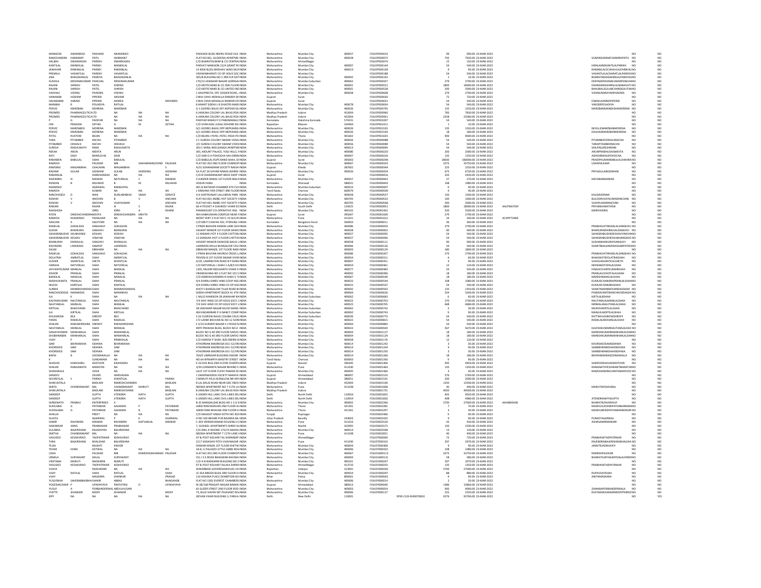| | | | | | | | | | | | | | | | | | | | |
|---|---|---|---|---|---|---|---|---|---|---|---|---|---|---|---|---|---|---|---|
| MANGESH | ANANDRAO | PAKHADE | ANANDRAO | | | PAKHADE BLDG NEHRU ROAD VILE | INDIA | Maharashtra | Mumbai City | 400057 | FOLIO0000014 | | 99 | 990.00 | 23-MAR-2022 | | | NO | NO |
| RAMCHANDRA | HANMANT | PATIL | HANMANT | | | FLAT NO.901, GLORIOSA APARTME | INDIA | Maharashtra | Mumbai City | 400028 | FOLIO0000072 | | 792 | 7920.00 | 23-MAR-2022 | | SUNANDARAMCHANDRAPATIL | NO | NO |
| IJALBAI | DWARKADAS | PAREKH | DWARKADAS | | | C/O BHARATKUMAR & CO CENTRAL | INDIA | Maharashtra | Ahmednagar | | FOLIO0000074 | | 15 | 150.00 | 23-MAR-2022 | | | NO | NO |
| KANTILAL | MANEKLAL | PARIKH | MANEKLAL | | | PARVATI MANSION 22/A GRANT RC | INDIA | Maharashtra | Mumbai City | 400007 | FOLIO0000144 | | 54 | 540.00 | 23-MAR-2022 | | HIRALAXMIKANTILALPARIKH | NO | NO |
| JAWAHAR | RAMANLAL | PARIKH | RAMANLAL | | | 14 NEW BLDG MADHAV WADI MUR | INDIA | Maharashtra | Mumbai City | 400014 | FOLIO0000158 | | 9 | 90.00 | 23-MAR-2022 | | RAMANLALOCHHAVLALPARIKH | NO | NO |
| PREMILA | VASANTLAL | PAREKH | VASANTLAL | | | VISHWABHARATI CO OP HOUS SOC | INDIA | Maharashtra | Mumbai City | | FOLIO0000188 | | 54 | 540.00 | 23-MAR-2022 | | VASANTLALACHARATLALPAREKH | NO | NO |
| ANIL | BHAGWANLAL | PANDYA | BHAGWANLAL | | | 305/B BUILDING NO 3 3RD FLR DAT | INDIA | Maharashtra | Mumbai City | 400092 | FOLIO0000192 | | 1 | 10.00 | 23-MAR-2022 | | BHARATIBHAGWANLALPANDYA | NO | NO |
| SUSHILA | KRISHNAKUMAR | PANCHAL | KRISHNAKUMAR | | | 170/12 JAWAHAR NAGAR GOREGA | INDIA | Maharashtra | Mumbai Suburban | 400062 | FOLIO0000427 | | 279 | 2790.00 | 23-MAR-2022 | | DEEPAKKRISHNAKUMARPANCHAL | NO | NO |
| RAJANI | SHIRISH | PATEL | SHIRISH | | | C/O MOTICHAND & CO 2ND FLOOR | INDIA | Maharashtra | Mumbai City | 400001 | FOLIO0000521 | | 1800 | 18000.00 | 23-MAR-2022 | | DHARAMDASHIRALALNANAVATI | NO | NO |
| RAJANI | SHIRISH | PATEL | SHIRISH | | | C/O MOTICHAND & CO UNITED INC | INDIA | Maharashtra | Mumbai City | 400001 | FOLIO0000528 | | 200 | 2000.00 | 23-MAR-2022 | | BAHUBALIGULABCHANDGAUTAM | NO | NO |
| VAISHALI | VISHNU | PHADNIS | VISHNU | | | 1 ANUPREETA, OFF CEASER ROAD, | INDIA | Maharashtra | Mumbai City | 400058 | FOLIO0000608 | | 279 | 2790.00 | 23-MAR-2022 | | VISHNUNARAYANPHADNIS | NO | NO |
| HAWABIBI | HOSHIM | PIPERDI | HASHIM | | | CHHA CHHA MOHALLA RANDER DI | INDIA | Gujarat | Surat | | FOLIO0000630 | | 72 | 720.00 | 23-MAR-2022 | | | NO | NO |
| HALIMABIBI | AHMED | PIPERDI | AHMED | | MOHMED | CHHA CHHA MOHALLA RANDER DI | INDIA | Gujarat | Surat | | FOLIO0000631 | | 54 | 540.00 | 23-MAR-2022 | | ESMAILAHMEDPIPERDI | NO | NO |
| MANIBAI | R | POLADIYA | RATILAL | | | 8 ANANT SIDDHI L B SHASTRI MARG | INDIA | Maharashtra | Mumbai City | 400078 | FOLIO0000654 | | 54 | 540.00 | 23-MAR-2022 | | VINODRPOLADIYA | NO | NO |
| PERVIZ | MARZBAN | MORENA | MARZBAN | | | G-1 GODREJ BAUG OFF NEPEAN SE | INDIA | Maharashtra | Mumbai City | 400026 | FOLIO0000795 | | 135 | 1350.00 | 23-MAR-2022 | | MARZBANMANEKSHAMORENA | NO | NO |
| PROMED | PHARMACEUTICALS | LTD | NA | NA | NA | 6 JAMUNA COLONY LAL BAUG ROA | INDIA | Madhya Pradesh | Indore | 452004 | FOLIO0000960 | | 783 | 7830.00 | 23-MAR-2022 | | | NO | NO |
| PROMED | PHARMACEUTICALS | LTD | NA | NA | NA | 6 JAMUNA COLONY LAL BAUG ROA | INDIA | Madhya Pradesh | Indore | 452004 | FOLIO0000961 | | 2358 | 23580.00 | 23-MAR-2022 | | | NO | NO |
| P | G | PADIYAR | NA | NA | NA | PADIYAR NIWAS P O PANEMANGLO | INDIA | Karnataka | Dakshina Kannada | 574231 | FOLIO0001007 | | 54 | 540.00 | 23-MAR-2022 | | | NO | NO |
| OM | PRAKASH | SETHIA | G | M | SETHIA | C/O GYAN MAL JUGAL KISHORE BH | INDIA | Rajasthan | Bikaner | 334404 | FOLIO0001411 | | 1 | 10.00 | 23-MAR-2022 | | | NO | NO |
| PERVIZ | MARZBAN | MORENA | MARZBAN | | | G/1 GODREJ BAUG OPP.NEPEANSEA | INDIA | Maharashtra | Mumbai City | 400026 | FOLIO0001535 | | 135 | 1350.00 | 23-MAR-2022 | | NEVILLEMARZBANMORENA | NO | NO |
| PERVIZ | MARZBAN | MORENA | MARZBAN | | | G/1 GODREJ BAUG OPP.NEPEANSEA | INDIA | Maharashtra | Mumbai City | 400026 | FOLIO0001539 | | 18 | 180.00 | 23-MAR-2022 | | DILSHADMARZBANMORENA | NO | NO |
| PATEL | RUSTOM | BEJAN | NA | NA | NA | C/O BEJAN J PATEL PATEL PADA PO | INDIA | Maharashtra | Thane | 401602 | FOLIO0001655 | | 900 | 9000.00 | 23-MAR-2022 | | | NO | NO |
| TARA | PITAMBER | RACHH | PITAMBER | | | 2 C SURESH COLONY SWAMI VIVEK | INDIA | Maharashtra | Mumbai City | 400056 | FOLIOR000088 | | 54 | 540.00 | 23-MAR-2022 | | PITAMBERODHAVJIRACHH | NO | NO |
| PITAMBER | ODHAVJI | RACHH | ODHAVJI | | | 2/C SURESH COLONY SWAMI VIVEK | INDIA | Maharashtra | Mumbai City | 400056 | FOLIOR000089 | | 54 | 540.00 | 23-MAR-2022 | | TARAPITAMBERRACHH | NO | NO |
| SURESH | RAGHUNATH | RANE | RAGHUNATH | | | 303 C WING NEELGANGA APARTME | INDIA | Maharashtra | Mumbai City | 400013 | FOLIOR000095 | | 54 | 540.00 | 23-MAR-2022 | | SHILPASURESHRANE | NO | NO |
| REKHA | ARUN | MEHTA | ARUN | | | 305, MOUNT PALACE, YOGI HILLS, F | INDIA | Maharashtra | Mumbai City | 400080 | FOLIOR000220 | | 200 | 2000.00 | 23-MAR-2022 | | ARUNPRABHUDASMEHTA | NO | NO |
| RATI | DADI | BHARUCHA | DADI | | | C/O SHRI D H POHOCHA HAJI EBRAI | INDIA | Maharashtra | Mumbai City | 400007 | FOLIOR000226 | | 135 | 1350.00 | 23-MAR-2022 | | ADIHORMASJIPOHOCHA | NO | NO |
| RAMABEN | BABULAL | SHAH | BABULAL | | | C/O BABULAL RUPCHAND SHAH, D/ | INDIA | Gujarat | Surat | 395003 | FOLIOR000248 | | 18000 | 180000.00 | 23-MAR-2022 | | PRADIPKUMARBABULALSHAH | NO | NO |
| RAMESH | | PALEKAR | MB | SAKHARAMGOVIND | PALEKAR | FLAT NO 203 2ND FLOOR CHARKOP | INDIA | Maharashtra | Mumbai City | 400067 | FOLIOR000333 | | 3375 | 33750.00 | 23-MAR-2022 | | USHAPALEKAR | NO | NO |
| RAMSING | MAGANBHAI | CHAUHAN | MAGANBHAI | | S | A/31 SOHANGRAM SOCIETY NADIA | INDIA | Gujarat | Kheda | 387002 | FOLIOR000344 | | 225 | 2250.00 | 23-MAR-2022 | | | NO | NO |
| RASHMI | GULAB | GIDWANI | GULAB | SHERSING | GIDWANI | 5A-FLAT 26 SHYAM NIWAS WARDE | INDIA | Maharashtra | Mumbai City | 400026 | FOLIOR000354 | | 675 | 6750.00 | 23-MAR-2022 | | PRIYAGULABGIDWANI | NO | NO |
| RAMANLAL | HARKISANDAS | NA | NA | NA | NA | C/O B CHANDRAKANT BROS SHOP I | INDIA | Gujarat | Surat | | FOLIOR000416 | | 243 | 2430.00 | 23-MAR-2022 | | | NO | NO |
| RAJENDRA | N | MANIAR | NATVARLAL | C | MANIAR | 5 SUNDER NIWAS 1ST FLOOR MALA | INDIA | Maharashtra | Mumbai City | 400057 | FOLIOR000461 | | 27 | 270.00 | 23-MAR-2022 | | NAYANARMANIAR | NO | NO |
| RIZWAN | B | MUJAHID | B | M | MUJAHID | HOSUR HUBLI | INDIA | Karnataka | Dharwad | 580021 | FOLIOR000493 | | 198 | 1980.00 | 23-MAR-2022 | | | NO | NO |
| RAAMDEO | | AGRAWAL | RAMGOPAL | | | 401-B NATWAR CHAMBER 4TH FLO | INDIA | Maharashtra | Mumbai Suburban | 400023 | FOLIOR000497 | | 9 | 90.00 | 23-MAR-2022 | | | NO | NO |
| RAMESH | | KUMAR | NA | NA | NA | 1 KRISHNA IYER STREET 3RD FLOOR | INDIA | Tamil Nadu | Chennai | 600079 | FOLIOR000509 | | 4 | 40.00 | 23-MAR-2022 | | | NO | NO |
| RANCHHODJI | D | NAIK | DURLABHBHAI | SNAIK | SERVICE | 4-A SHATRUNJAY LALLUBHAI PARK | INDIA | Maharashtra | Mumbai City | 400058 | FOLIOR000527 | | 150 | 1500.00 | 23-MAR-2022 | | KAUDASONAIK | NO | NO |
| ROSHNI | V | ANCHAN | B | V | ANCHAN | FLAT NO-001 AMBE JYOT SOCIETY S | INDIA | Maharashtra | Mumbai City | 400705 | FOLIOR000532 | | 100 | 1000.00 | 23-MAR-2022 | | BULODRVIJAYKUMARANCHAN | NO | NO |
| ROSHNI | V | ANCHAN | VIJAYKUMAR | | ANCHAN | FLAT NO-001 AMBE JYOT SOCIETY S | INDIA | Maharashtra | Mumbai City | 400705 | FOLIOR000568 | | 200 | 2000.00 | 23-MAR-2022 | | VIJAYKUMARANCHAN | NO | NO |
| RANJINI | | RAJAN | N | S | RAJAN | 66-A POCKET A SUKHDEV VIHAR DE | INDIA | Delhi | South Delhi | 110025 | FOLIOR000951 | | 1800 | 18000.00 | 23-MAR-2022 | AALPW6703F | PRIYANKAMATHEW | NO | NO |
| RAASHEDA | | IDRIS | IDRIS | A | RAHIM | PARAMOUNT CO-OPERATIVE HSG | INDIA | Maharashtra | Mumbai City | 400102 | FOLIOR001461 | | 550 | 5500.00 | 23-MAR-2022 | | MARIYAIDRIS | NO | NO |
| RITEN | DINESHCHANDRA | MEHTA | DINESHCHANDRA | MEHTA | | 404 AABHUSHAN COMPLEX NEAR F | INDIA | Gujarat | Surat | 395007 | FOLIOR001605 | | 279 | 2790.00 | 23-MAR-2022 | | | NO | NO |
| RAMESH | KHADERAO | PADALKAR | NA | NA | NA | MONT VERT 2 FLAT NO C-19 SUS RC | INDIA | Maharashtra | Pune | 411021 | FOLIOR001612 | | 24 | 240.00 | 23-MAR-2022 | ACHPP7346R | | NO | NO |
| SAGUNA | A | SALETORE | NA | NA | NA | C/O MR P S NAYAK 202, STERLING | INDIA | Karnataka | Bangalore Rural | 560003 | FOLIOS000011 | | 36 | 360.00 | 23-MAR-2022 | | | NO | NO |
| RASIKLAL | GOKALDAS | SANGHAVI | GOKALDAS | | | 3 PRAN BHUVAN KARANI LANE GH | INDIA | Maharashtra | Mumbai City | 400086 | FOLIOS000059 | | 279 | 2790.00 | 23-MAR-2022 | | PRABHAVATIRASIKLALSANGHAVI | NO | NO |
| SUDHA | BHANURAI | SANGHVI | BHANURAI | | | VASANT MANOR 1ST FLOOR DAWO | INDIA | Maharashtra | Mumbai City | 400058 | FOLIOS000063 | | 90 | 900.00 | 23-MAR-2022 | | BHANURAIDHIRAJLALSANGHVI | NO | NO |
| SAHASRABUDHE | SHUBHANGI | KESHAV | KESHAV | | | 12 ANKKAR JYOT II FLOOR CHITTARJ | INDIA | Maharashtra | Mumbai City | 400057 | FOLIOS000095 | | 54 | 540.00 | 23-MAR-2022 | | SAHASRABUDHEKESHAVVINAYAK | NO | NO |
| SAHASRABUDHE | KESHAV | VINAYAK | VINAYAK | | | 12 SANSKAR JYOT II FLOOR CHITTARJ | INDIA | Maharashtra | Mumbai City | 400057 | FOLIOS000096 | | 54 | 540.00 | 23-MAR-2022 | | SAHASRABUDHESHUBHANGIKES | NO | NO |
| BHANUMATI | DHIRAJLAL | SANGHVI | DHIRAJLAL | | | VASANT MANOR DAWOOD BAUG L | INDIA | Maharashtra | Mumbai City | 400058 | FOLIOS000111 | | 90 | 900.00 | 23-MAR-2022 | | SUDHABHANURAYSANGHVI | NO | NO |
| RAVINDRA | LAXMIDAS | SAMPAT | LAXMIDAS | | | LAXMIDAS MULJI BUNGALOW 535/ | INDIA | Maharashtra | Mumbai City | 400066 | FOLIOS000126 | | 54 | 540.00 | 23-MAR-2022 | | SHANTIBALAXMIDASSAMPAT | NO | NO |
| SALIM | | EBRAHIM | NA | NA | NA | EBRAHIM MANZIL 1ST FLOOR NADI | INDIA | Maharashtra | Mumbai City | 400003 | FOLIOS000129 | | 180 | 1800.00 | 23-MAR-2022 | | | NO | NO |
| RASIKLAL | GOKALDAS | SANGHAVI | GOKALDAS | | | 3 PRAN BHUVAN NAVROJI CROSS L | INDIA | Maharashtra | Mumbai City | 400086 | FOLIOS000207 | | 279 | 2790.00 | 23-MAR-2022 | | PRABHAVATIRASIKLALSANGHAVI | NO | NO |
| DOLATRAI | AMRATLAL | SHAH | AMRATLAL | | | TRIVENI B 1ST FLOOR SWAMI VIVEK | INDIA | Maharashtra | Mumbai City | 400054 | FOLIOS000311 | | 6 | 60.00 | 23-MAR-2022 | | BHAGWATIDOLATRAISHAH | NO | NO |
| SUDHIR | SHANTILAL | SHETH | SHANTILAL | | | A/20, LAMINGTON ROAD B P MARG | INDIA | Maharashtra | Mumbai City | 400007 | FOLIOS000451 | | 9 | 90.00 | 23-MAR-2022 | | SUSHILASHANTILALSHETH | NO | NO |
| HARSHA | NATVERLAL | SHAH | NATVERLAL | | | C/O NATVERLAL J SHAH 1 A/B/5 KHI | INDIA | Maharashtra | Mumbai City | 400054 | FOLIOS000461 | | 12 | 120.00 | 23-MAR-2022 | | NEENANATVERLALSHAH | NO | NO |
| JAYVANTKUMAR | MANILAL | SHAH | MANILAL | | | 1205, NILGIRI NEELKANTH VIHAR C | INDIA | Maharashtra | Mumbai City | 400077 | FOLIOS000483 | | 54 | 540.00 | 23-MAR-2022 | | HINAJAYVANTKUMARSHAH | NO | NO |
| KISHOR | PRANLAL | SHAH | PRANLAL | | | VRANDAVANA NO 2 FLAT NO 101 S | INDIA | Maharashtra | Mumbai City | 400092 | FOLIOS000496 | | 18 | 180.00 | 23-MAR-2022 | | PRANLALCHHOTALALSHAH | NO | NO |
| BANSILAL | NANALAL | SHAH | NANALAL | | | C/O NARESHCHANDRA N SHAH 5 TI | INDIA | Maharashtra | Mumbai City | 400067 | FOLIOS000540 | | 18 | 180.00 | 23-MAR-2022 | | NARESHNANALALSHAH | NO | NO |
| MADHUKANTA | PRANLAL | SHAH | PRANLAL | | | 9/4 DHIRAJ SHREE HINO COOP HSG | INDIA | Maharashtra | Mumbai City | 400022 | FOLIOS000544 | | 108 | 1080.00 | 23-MAR-2022 | | KUMUDCHANDRAPRANLALSHAH | NO | NO |
| NILESH | KANTILAL | SHAH | KANTILAL | | | 9/4 DHIRAJ SHREE HINO CO OP HSG | INDIA | Maharashtra | Mumbai City | 400022 | FOLIOS000547 | | 54 | 540.00 | 23-MAR-2022 | | KUMUDCHANDRASHAH | NO | NO |
| SURESH | MANMOHANDAS | SHAH | MANMOHANDAS | | | KHOT S BUNGALOW TILAK ROAD BI | INDIA | Maharashtra | Mumbai City | 400092 | FOLIOS000593 | | 135 | 1350.00 | 23-MAR-2022 | | SHANTAMANMOHANDASSHAH | NO | NO |
| RANCHHODDAS | NARANDAS | SHAH | NARANDAS | | | SIDDHI APARTMENT BLOCK 41 4TH | INDIA | Maharashtra | Mumbai City | 400064 | FOLIOS000626 | | 324 | 3240.00 | 23-MAR-2022 | | PADMAVANTIRANCHHODDASSHAH | NO | NO |
| ILA | K | SHAH | NA | NA | NA | 1 NILLO MANSION 2B JAWAHAR NA | INDIA | Maharashtra | Mumbai Suburban | 400062 | FOLIOS000683 | | 6 | 60.00 | 23-MAR-2022 | | KIRTILALBSHAH | NO | NO |
| KALPAKKUMAR | NAUTAMLAL | SHAH | NAUTAMLAL | | | 7/4 SHIV HIND CO OP HOUS SOCY L | INDIA | Maharashtra | Mumbai City | 400022 | FOLIOS000703 | | 270 | 2700.00 | 23-MAR-2022 | | NAUTAMLALMANILALSHAH | NO | NO |
| NAUTAMLAL | MANILAL | SHAH | MANILAL | | | 7/4 SHIV HIND CO OP HOUS SOCY L | INDIA | Maharashtra | Mumbai City | 400022 | FOLIOS000705 | | 468 | 4680.00 | 23-MAR-2022 | | NIRMALANAUTAMLALSHAH | NO | NO |
| KIRTILAL | BHAICHAND | SHAH | BHAICHAND | | | 2B JAWAHAR NAGAR NILOO MANS | INDIA | Maharashtra | Mumbai Suburban | 400062 | FOLIOS000742 | | 3 | 30.00 | 23-MAR-2022 | | MUKESHKIRTILALSHAH | NO | NO |
| ILA | KIRTILAL | SHAH | KIRTILAL | | | 404 KADAMBARI P H NANCY COMP | INDIA | Maharashtra | Mumbai Suburban | 400062 | FOLIOS000743 | | 9 | 90.00 | 23-MAR-2022 | | MANJULAKIRTILALSHAH | NO | NO |
| KHUSHROW | BEJI | SHROFF | BEJI | | | 5 16 CUSROW BAUG COLABA CAUS | INDIA | Maharashtra | Mumbai Suburban | 400039 | FOLIOS000773 | | 54 | 540.00 | 23-MAR-2022 | | RATTIKHUSHROWSHROFF | NO | NO |
| PARAS | RASIKLAL | SHAH | RASIKLAL | | | 172 LAXMI BHUVAN BL NO 12 SION | INDIA | Maharashtra | Mumbai City | 400022 | FOLIOS000815 | | 54 | 540.00 | 23-MAR-2022 | | RASIKLALMOHANLALSHAH | NO | NO |
| SHALINI | RADHAKRISHNA | SHENOY | RADHAKRISHNA | | | E 3/14 SUNDER NAGAR S V ROAD N | INDIA | Maharashtra | Mumbai City | 400064 | FOLIOS000883 | | 54 | 540.00 | 23-MAR-2022 | | | NO | NO |
| NAUTAMLAL | MANILAL | SHAH | MANILAL | | | KIRTI PRAKASH BLDG, BLOCK NO.4 | INDIA | Maharashtra | Mumbai City | 400022 | FOLIOS000920 | | 567 | 5670.00 | 23-MAR-2022 | | KALPAKKUMARNAUTAMLALSHAH | NO | NO |
| SANJAYKUMAR | MANHARLAL | SHAH | MANHARLAL | | | BLOCK NO G 40 3RD FLOOR SARVO | INDIA | Maharashtra | Mumbai City | 400004 | FOLIOS001127 | | 18 | 180.00 | 23-MAR-2022 | | MANISHKUMARMANHARLALSHAH | NO | NO |
| SHOBHNABEN | MANHARLAL | SHAH | MANHARLAL | | | BLOCK NO G 40 3RD FLOOR SARVO | INDIA | Maharashtra | Mumbai City | 400004 | FOLIOS001129 | | 18 | 180.00 | 23-MAR-2022 | | MANISHKUMARMANHARLALSHAH | NO | NO |
| VIJAY | P | SHAH | PRABHALAL | | | C/O HARESH P SHAH, B/8 OBERAI B | INDIA | Maharashtra | Mumbai City | 400058 | FOLIOS001176 | | 12 | 120.00 | 23-MAR-2022 | | | NO | NO |
| SAM | BEHRAMSHA | SIDHWA | BEHRAMSHA | | | ATHORNAN MADRESSA 651-52,FIRI | INDIA | Maharashtra | Mumbai City | 400014 | FOLIOS001242 | | 3 | 30.00 | 23-MAR-2022 | | KHORSHEDSAMSIDHWA | NO | NO |
| KHORSHED | SAM | SIDHWA | SAM | | | ATHORNAN MADRESSA 651-52,FIRI | INDIA | Maharashtra | Mumbai City | 400014 | FOLIOS001244 | | 9 | 90.00 | 23-MAR-2022 | | SAMBEHRAMSHAHSIDHWA | NO | NO |
| KHORSHED | SAM | SIDHWA | SAM | | | ATHORNAN MADRESSA 651-52,FIRI | INDIA | Maharashtra | Mumbai City | 400014 | FOLIOS001250 | | 3 | 30.00 | 23-MAR-2022 | | SAMBEHRAMSHAHSIDHWA | NO | NO |
| BAPAI | B | SOONAWALLA | NA | NA | NA | 764/E LIMRIGAR BUILDING DADAR | INDIA | Maharashtra | Mumbai City | 400014 | FOLIOS001266 | | 18 | 180.00 | 23-MAR-2022 | | BEHRAMDARASOONAWALLA | NO | NO |
| K | | SUNDARAM | NA | NA | NA | NO 64 NYNIAPPA MAISTRY STREET | INDIA | Tamil Nadu | Chennai | 600003 | FOLIOS001356 | | 9 | 90.00 | 23-MAR-2022 | | | NO | NO |
| SHIAVAX | KAIKHASRU | DASTOOR | KAIKHASRU | | | K 20 AVA BLG 2ND FLOOR CHARPU | INDIA | Gujarat | Navsari | 396445 | FOLIOS001406 | | 495 | 4950.00 | 23-MAR-2022 | | SHERDOSHIAVAXDASTOOR | NO | NO |
| SHALINI | RANGANATH | MARATHE | NA | NA | NA | 3/34 LOKMANYA NAGAR BEHIND S | INDIA | Maharashtra | Pune | 411030 | FOLIOS001464 | | 135 | 1350.00 | 23-MAR-2022 | | RANGNATHYESHWANTMARATHE | NO | NO |
| SHASHIKALA | | JOSHI | NA | NA | NA | LALIT 1ST FLOOR CUFFE PARADE RC | INDIA | Maharashtra | Mumbai City | 400005 | FOLIOS001466 | | 3 | 30.00 | 23-MAR-2022 | | RAMCHANDRACHINTAMANYJOSHI | NO | NO |
| SANJEEV | | ZAVERI | HARIVADAN | | | 1 SWAPNASIDDHI SOCIETY NARAYA | INDIA | Gujarat | Ahmedabad | 380007 | FOLIOS001510 | | 576 | 5760.00 | 23-MAR-2022 | | | NO | NO |
| SEVANTILAL | S | PARIKH | SHANTILAL | | PARIKH | 3 MARUTI HILLS BUNGLOW NR ARY | INDIA | Gujarat | Ahmedabad | 380051 | FOLIOS001541 | | 200 | 2000.00 | 23-MAR-2022 | | | NO | NO |
| SHAKUNTALA | | BADLANI | RAMESHCHANDRA | | BADLANI | 8 LAL BAUG ROAD NEAR GDC INDO | INDIA | Madhya Pradesh | Indore | 452004 | FOLIOS001546 | | 1350 | 13500.00 | 23-MAR-2022 | | | NO | NO |
| SMITA | CHANDRAKANT | BAL | CHANDRAKANT | MARUTI | BAL | NEEMA APARTMENT NO 7 11TH LA | INDIA | Maharashtra | Pune | 411038 | FOLIOS001608 | | 40 | 400.00 | 23-MAR-2022 | | MARUTIKESHAVBAL | NO | NO |
| SHAKUNTALA | | BADLANI | RAMESHCHAND | | BADLANI | 8 JAMUNA COLONY LAL BAUG ROA | INDIA | Madhya Pradesh | Indore | | FOLIOS001731 | | 4050 | 40500.00 | 23-MAR-2022 | | | NO | NO |
| SANDEEP | | GUPTA | JITENDRA | NATH | GUPTA | 6 UNDER HILL LANE CIVIL LINES DEL | INDIA | Delhi | North Delhi | 110054 | FOLIOS001825 | | 402 | 4020.00 | 23-MAR-2022 | | | NO | NO |
| SANDEEP | | GUPTA | JITENDRA | NATH | GUPTA | 6 UNDER HILL LANE CIVIL LINES DEL | INDIA | Delhi | North Delhi | 110054 | FOLIOS001826 | | 498 | 4980.00 | 23-MAR-2022 | | JITENDRANATHGUPTA | NO | NO |
| SHREENATH | PRABHU | ENTERPRISES | X | | | B-35 MANGALDAS BLDG NO 1 S G | INDIA | Maharashtra | Mumbai City | 400002 | FOLIOS002266 | | 2700 | 27000.00 | 23-MAR-2022 | AAJHB0043B | BHARATNZAVERIHUF | NO | NO |
| SUNILABAI | G | PATANKAR | GAJANAN | P | PATANKAR | JANKI RAM BHAVAN 2ND FLOOR AI | INDIA | Maharashtra | Thane | 421301 | FOLIOS002281 | | 7 | 70.00 | 23-MAR-2022 | | MADHUSUDANDPATANKAR | NO | NO |
| SUSHILABAI | G | PATANKAR | GAJANAN | B | PATANKAR | JANKI RAM BHAVAN 2ND FLOOR A | INDIA | Maharashtra | Thane | 421301 | FOLIOS002297 | | 3 | 30.00 | 23-MAR-2022 | | MADHUBENDPATANKARMANIR | NO | NO |
| SHALLIA | | PREET | NA | NA | NA | C/O MALKIAT SINGH KOTHI NO 302 | INDIA | Punjab | Rupnagar | | FOLIOS002406 | | 9 | 90.00 | 23-MAR-2022 | | | NO | NO |
| SUJATA | | AGARWAL | P | K | AGARWAL | H NO 100 BEHARI PUR BAZARIA BA | INDIA | Uttar Pradesh | Bareilly | 243003 | FOLIOS002435 | | 9 | 90.00 | 23-MAR-2022 | | PUNEETAGARWAL | NO | NO |
| SAMIR | RAVINDRA | MANIAR | RAVINDRA | NATVARLAL | MANIAR | C-303 VRINDAVANAM HOUSING C | INDIA | Maharashtra | Pune | 411016 | FOLIOS002529 | | 43 | 430.00 | 23-MAR-2022 | | ASHASAMIRMANIAR | NO | NO |
| SAWARKAR | AMOL | PRABHAKAR | PRABHAKAR | | | 7, SUSHEEL APARTMENTS SHREE N | INDIA | Maharashtra | Nashik | 422005 | FOLIOS002575 | | 150 | 1500.00 | 23-MAR-2022 | | | NO | NO |
| SULABHA | BALKRISHNA | RAJADHYAKSHA | BALKRISHNA | | | C/O ANIL D DHOND 175/15 MAHAL | INDIA | Maharashtra | Mumbai City | 400014 | FOLIOS002598 | | 13 | 130.00 | 23-MAR-2022 | | | NO | NO |
| SMITHA | CHANDRAKANT | BAL | NA | NA | NA | NEEMA APARTMENT 7 11TH LANE I | INDIA | Maharashtra | Pune | 411038 | FOLIOS002821 | | 40 | 400.00 | 23-MAR-2022 | | | NO | NO |
| VASUDEO | KESHAVRAO | TADPATRIKAR | KESHAVRAO | | | AT & POST KOLHAR TAL SHRIRAMP | INDIA | Maharashtra | Ahmednagar | | FOLIOT000009 | | 72 | 720.00 | 23-MAR-2022 | | PRABHAWATADPATRIKAR | NO | NO |
| TARA | BALKRISHNA | BHALEKAR | BALKRISHNA | | | 2117 SADASHIV PETH VIJAYNAGAR | INDIA | Maharashtra | Pune | 411030 | FOLIOT000310 | | 297 | 2970.00 | 23-MAR-2022 | | RAJENDRABALKRISHNABHALEKAR | NO | NO |
| TEJAS | | MUKATI | KISHOR | | | ISHWAR NIWAS 1ST FLOOR KHETW | INDIA | Maharashtra | Mumbai City | 400004 | FOLIOT000408 | | 9 | 90.00 | 23-MAR-2022 | | JANKITEJASMUKATI | NO | NO |
| TEHMI | HOMI | KOTWAL | NA | NA | NA | 18-B, IL PALAZZO LITTLE GIBBS ROA | INDIA | Maharashtra | Mumbai City | 400006 | FOLIOT000433 | | 108 | 1080.00 | 23-MAR-2022 | | | NO | NO |
| USHA | | PALEKAR | MB | RAMESHSAKHARAM | PALEKAR | FLAT NO 203 2ND FLOOR CHARKOP | INDIA | Maharashtra | Mumbai City | 400067 | FOLIOU000113 | | 3375 | 33750.00 | 23-MAR-2022 | | RAMESHPALEKAR | NO | NO |
| URMILA | SURYAKANT | DALAL | SURYAKANT | | | 251 J S S ROAD BHAGWAN BHUVA | INDIA | Maharashtra | Mumbai City | 400004 | FOLIOU000131 | | 58 | 580.00 | 23-MAR-2022 | | BHARATSURYAKANTDALAL | NO | NO |
| VINATABAI | MARUTI | NADKARNI | MARUTI | | | C/O A N NADKARNI BUILDING NO 2 | INDIA | Maharashtra | Mumbai City | 400101 | FOLIOV000247 | | 297 | 2970.00 | 23-MAR-2022 | | | NO | NO |
| VASUDEO | KESHAVRAO | TADPATRIKAR | KESHAVRAO | | | AT & POST KOLHAR TALUKA SHRIR | INDIA | Maharashtra | Ahmednagar | 413710 | FOLIOV000255 | | 135 | 1350.00 | 23-MAR-2022 | | PRABHAWATADPATRIKAR | NO | NO |
| VIJAYA | | RAIKUMARI | NA | NA | NA | SHIKARBADI GOVERDHANVILAS UD | INDIA | Rajasthan | Udaipur | 313001 | FOLIOV000260 | | 2700 | 27000.00 | 23-MAR-2022 | | | NO | NO |
| VIJAY | RATILAL | SHAH | RATILAL | | SHAH | 31 SEA BREEZE BLDG 3RD FLOOR B | INDIA | Maharashtra | Mumbai City | 400054 | FOLIOV000297 | | 88 | 880.00 | 23-MAR-2022 | | RUPAVIJAYSHAH | NO | NO |
| VIJAY | | MASKARA | SHANKAR | | PRASAD | 110 ASHOKA PLACE EXHIBITION RO | INDIA | Bihar | Patna | 800001 | FOLIOV000563 | | 9 | 90.00 | 23-MAR-2022 | | ANITAMASKARA | NO | NO |
| YUSUFBHAI | SAHEBABBASBHAI | SHAKIR | ABBAS | | BHAISAHEB | FLAT NO 1503 EVEREST CHAMBERS | INDIA | Maharashtra | Mumbai City | 400006 | FOLIOY000014 | | 2 | 20.00 | 23-MAR-2022 | | | NO | NO |
| YOGESHKUMAR | P | UPADHYAYA | PRATAPRAI | D | UPADHYAYA | M 28/168 PRAGATI NAGAR NARAN | INDIA | Gujarat | Ahmedabad | 380013 | FOLIOY000040 | | 1386 | 13860.00 | 23-MAR-2022 | | | NO | NO |
| YUSUF | A | PORBANDERWALA | ABDULHUSAIN | | | 65 GULZER STREET 2ND FLOOR ROO | INDIA | Maharashtra | Mumbai City | 400003 | FOLIOY000054 | | 900 | 9000.00 | 23-MAR-2022 | | ZAINABAPORBANDERWALA | NO | NO |
| YVETTE | JEHANGIR | MODY | JEHANGIR | | MODY | 73, BLUE HAVEN MT.PLEASANT RO | INDIA | Maharashtra | Mumbai City | 400006 | FOLIOY000127 | | 225 | 2250.00 | 23-MAR-2022 | | RUSTAMJEHANGIRMODYPHIROZ | NO | NO |
| IEPF | NA | NA | NA | NA | NA | JEEVAN VIHAR BUILDING 3, PARLIA | INDIA | Delhi | New Delhi | 110001 | | DPID-CLID-IN30070810 | 9276 | 92760.00 | 23-MAR-2022 | | | NO | YES |